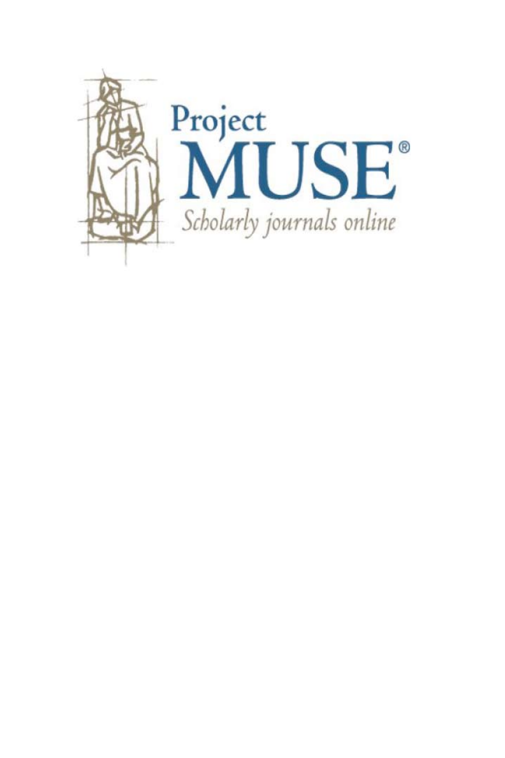Project
MUSE®
*Scholarly journals online*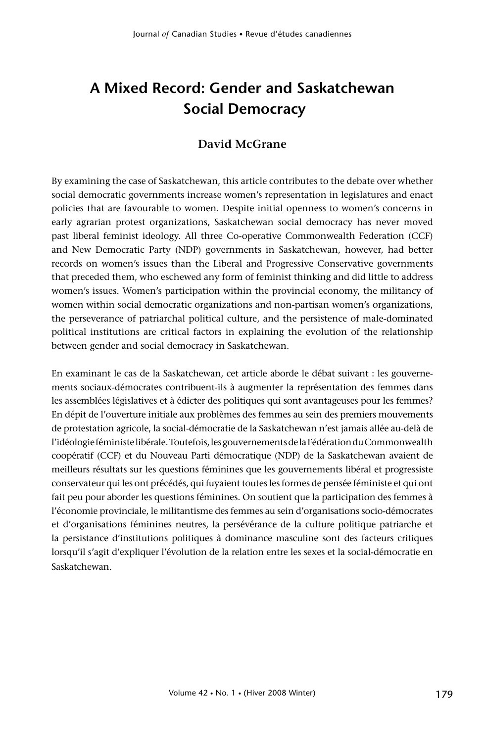# A Mixed Record: Gender and Saskatchewan Social Democracy

**David McGrane**

By examining the case of Saskatchewan, this article contributes to the debate over whether social democratic governments increase women's representation in legislatures and enact policies that are favourable to women. Despite initial openness to women's concerns in early agrarian protest organizations, Saskatchewan social democracy has never moved past liberal feminist ideology. All three Co-operative Commonwealth Federation (CCF) and New Democratic Party (NDP) governments in Saskatchewan, however, had better records on women's issues than the Liberal and Progressive Conservative governments that preceded them, who eschewed any form of feminist thinking and did little to address women's issues. Women's participation within the provincial economy, the militancy of women within social democratic organizations and non-partisan women's organizations, the perseverance of patriarchal political culture, and the persistence of male-dominated political institutions are critical factors in explaining the evolution of the relationship between gender and social democracy in Saskatchewan.

En examinant le cas de la Saskatchewan, cet article aborde le débat suivant : les gouvernements sociaux-démocrates contribuent-ils à augmenter la représentation des femmes dans les assemblées législatives et à édicter des politiques qui sont avantageuses pour les femmes? En dépit de l'ouverture initiale aux problèmes des femmes au sein des premiers mouvements de protestation agricole, la social-démocratie de la Saskatchewan n'est jamais allée au-delà de l'idéologie féministe libérale. Toutefois, les gouvernements de la Fédération du Commonwealth coopératif (CCF) et du Nouveau Parti démocratique (NDP) de la Saskatchewan avaient de meilleurs résultats sur les questions féminines que les gouvernements libéral et progressiste conservateur qui les ont précédés, qui fuyaient toutes les formes de pensée féministe et qui ont fait peu pour aborder les questions féminines. On soutient que la participation des femmes à l'économie provinciale, le militantisme des femmes au sein d'organisations socio-démocrates et d'organisations féminines neutres, la persévérance de la culture politique patriarche et la persistance d'institutions politiques à dominance masculine sont des facteurs critiques lorsqu'il s'agit d'expliquer l'évolution de la relation entre les sexes et la social-démocratie en Saskatchewan.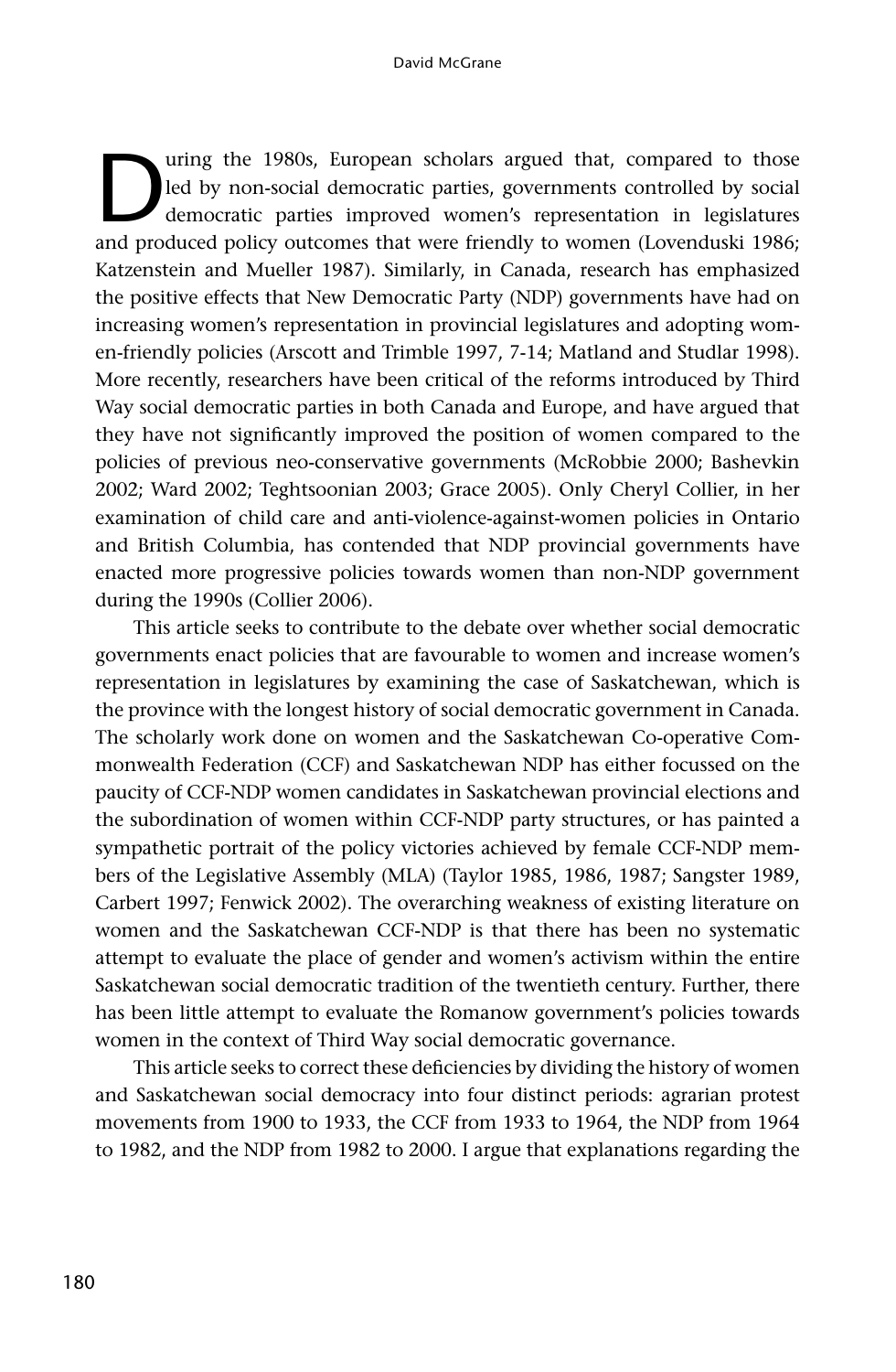During the 1980s, European scholars argued that, compared to those led by non-social democratic parties, governments controlled by social democratic parties improved women's representation in legislatures and produced policy outcomes that were friendly to women (Lovenduski 1986; Katzenstein and Mueller 1987). Similarly, in Canada, research has emphasized the positive effects that New Democratic Party (NDP) governments have had on increasing women's representation in provincial legislatures and adopting women-friendly policies (Arscott and Trimble 1997, 7-14; Matland and Studlar 1998). More recently, researchers have been critical of the reforms introduced by Third Way social democratic parties in both Canada and Europe, and have argued that they have not significantly improved the position of women compared to the policies of previous neo-conservative governments (McRobbie 2000; Bashevkin 2002; Ward 2002; Teghtsoonian 2003; Grace 2005). Only Cheryl Collier, in her examination of child care and anti-violence-against-women policies in Ontario and British Columbia, has contended that NDP provincial governments have enacted more progressive policies towards women than non-NDP government during the 1990s (Collier 2006).

This article seeks to contribute to the debate over whether social democratic governments enact policies that are favourable to women and increase women's representation in legislatures by examining the case of Saskatchewan, which is the province with the longest history of social democratic government in Canada. The scholarly work done on women and the Saskatchewan Co-operative Commonwealth Federation (CCF) and Saskatchewan NDP has either focussed on the paucity of CCF-NDP women candidates in Saskatchewan provincial elections and the subordination of women within CCF-NDP party structures, or has painted a sympathetic portrait of the policy victories achieved by female CCF-NDP members of the Legislative Assembly (MLA) (Taylor 1985, 1986, 1987; Sangster 1989, Carbert 1997; Fenwick 2002). The overarching weakness of existing literature on women and the Saskatchewan CCF-NDP is that there has been no systematic attempt to evaluate the place of gender and women's activism within the entire Saskatchewan social democratic tradition of the twentieth century. Further, there has been little attempt to evaluate the Romanow government's policies towards women in the context of Third Way social democratic governance.

This article seeks to correct these deficiencies by dividing the history of women and Saskatchewan social democracy into four distinct periods: agrarian protest movements from 1900 to 1933, the CCF from 1933 to 1964, the NDP from 1964 to 1982, and the NDP from 1982 to 2000. I argue that explanations regarding the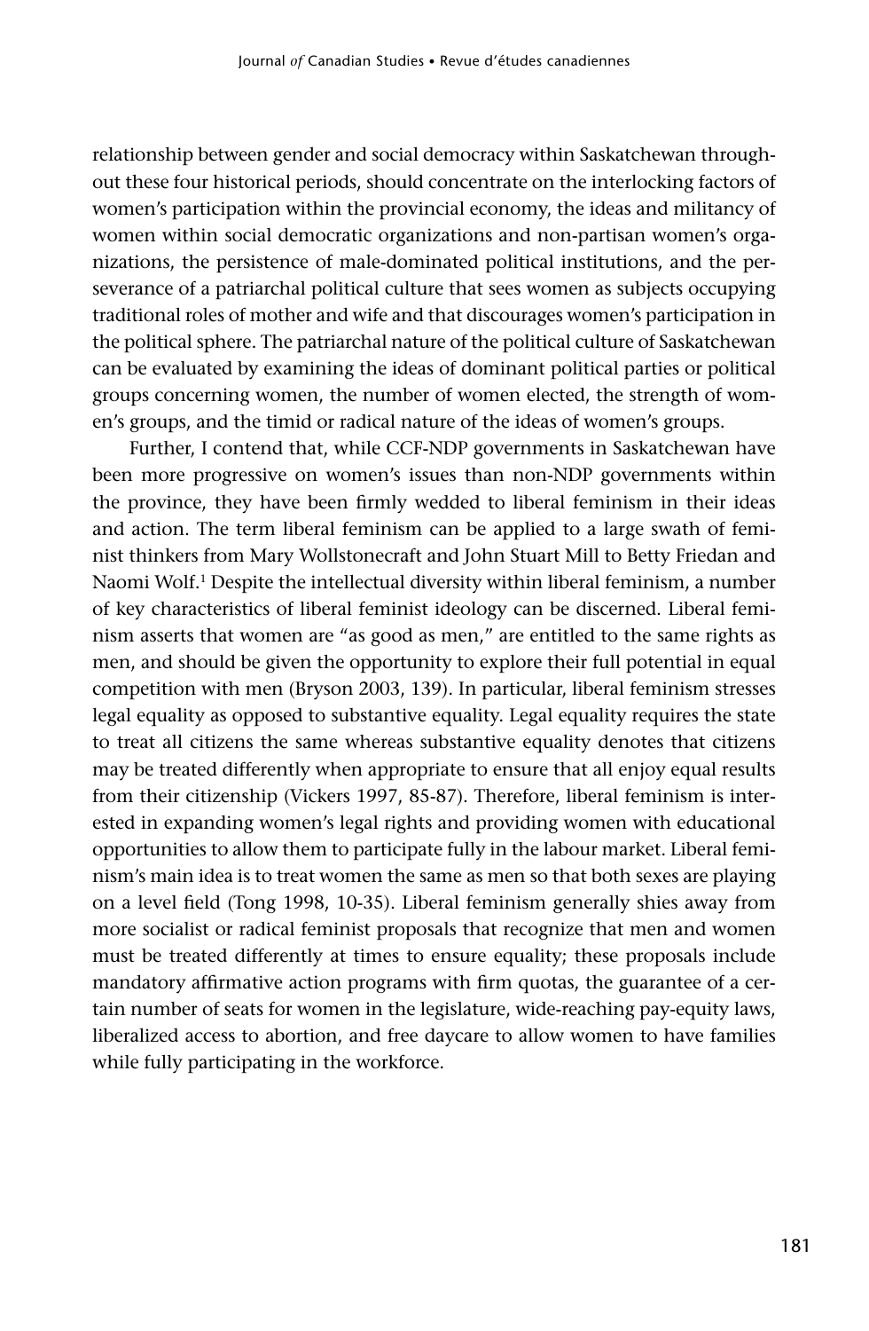relationship between gender and social democracy within Saskatchewan throughout these four historical periods, should concentrate on the interlocking factors of women's participation within the provincial economy, the ideas and militancy of women within social democratic organizations and non-partisan women's organizations, the persistence of male-dominated political institutions, and the perseverance of a patriarchal political culture that sees women as subjects occupying traditional roles of mother and wife and that discourages women's participation in the political sphere. The patriarchal nature of the political culture of Saskatchewan can be evaluated by examining the ideas of dominant political parties or political groups concerning women, the number of women elected, the strength of women's groups, and the timid or radical nature of the ideas of women's groups.

Further, I contend that, while CCF-NDP governments in Saskatchewan have been more progressive on women's issues than non-NDP governments within the province, they have been firmly wedded to liberal feminism in their ideas and action. The term liberal feminism can be applied to a large swath of feminist thinkers from Mary Wollstonecraft and John Stuart Mill to Betty Friedan and Naomi Wolf.[1] Despite the intellectual diversity within liberal feminism, a number of key characteristics of liberal feminist ideology can be discerned. Liberal feminism asserts that women are "as good as men," are entitled to the same rights as men, and should be given the opportunity to explore their full potential in equal competition with men (Bryson 2003, 139). In particular, liberal feminism stresses legal equality as opposed to substantive equality. Legal equality requires the state to treat all citizens the same whereas substantive equality denotes that citizens may be treated differently when appropriate to ensure that all enjoy equal results from their citizenship (Vickers 1997, 85-87). Therefore, liberal feminism is interested in expanding women's legal rights and providing women with educational opportunities to allow them to participate fully in the labour market. Liberal feminism's main idea is to treat women the same as men so that both sexes are playing on a level field (Tong 1998, 10-35). Liberal feminism generally shies away from more socialist or radical feminist proposals that recognize that men and women must be treated differently at times to ensure equality; these proposals include mandatory affirmative action programs with firm quotas, the guarantee of a certain number of seats for women in the legislature, wide-reaching pay-equity laws, liberalized access to abortion, and free daycare to allow women to have families while fully participating in the workforce.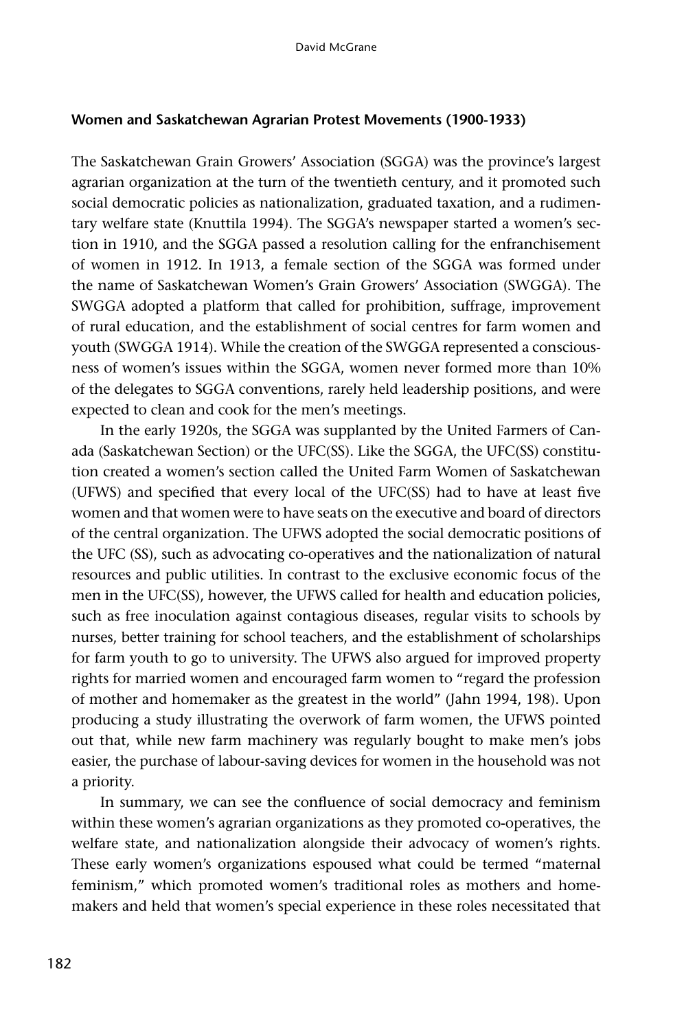### Women and Saskatchewan Agrarian Protest Movements (1900-1933)

The Saskatchewan Grain Growers' Association (SGGA) was the province's largest agrarian organization at the turn of the twentieth century, and it promoted such social democratic policies as nationalization, graduated taxation, and a rudimentary welfare state (Knuttila 1994). The SGGA's newspaper started a women's section in 1910, and the SGGA passed a resolution calling for the enfranchisement of women in 1912. In 1913, a female section of the SGGA was formed under the name of Saskatchewan Women's Grain Growers' Association (SWGGA). The SWGGA adopted a platform that called for prohibition, suffrage, improvement of rural education, and the establishment of social centres for farm women and youth (SWGGA 1914). While the creation of the SWGGA represented a consciousness of women's issues within the SGGA, women never formed more than 10% of the delegates to SGGA conventions, rarely held leadership positions, and were expected to clean and cook for the men's meetings.

In the early 1920s, the SGGA was supplanted by the United Farmers of Canada (Saskatchewan Section) or the UFC(SS). Like the SGGA, the UFC(SS) constitution created a women's section called the United Farm Women of Saskatchewan (UFWS) and specified that every local of the UFC(SS) had to have at least five women and that women were to have seats on the executive and board of directors of the central organization. The UFWS adopted the social democratic positions of the UFC (SS), such as advocating co-operatives and the nationalization of natural resources and public utilities. In contrast to the exclusive economic focus of the men in the UFC(SS), however, the UFWS called for health and education policies, such as free inoculation against contagious diseases, regular visits to schools by nurses, better training for school teachers, and the establishment of scholarships for farm youth to go to university. The UFWS also argued for improved property rights for married women and encouraged farm women to "regard the profession of mother and homemaker as the greatest in the world" (Jahn 1994, 198). Upon producing a study illustrating the overwork of farm women, the UFWS pointed out that, while new farm machinery was regularly bought to make men's jobs easier, the purchase of labour-saving devices for women in the household was not a priority.

In summary, we can see the confluence of social democracy and feminism within these women's agrarian organizations as they promoted co-operatives, the welfare state, and nationalization alongside their advocacy of women's rights. These early women's organizations espoused what could be termed "maternal feminism," which promoted women's traditional roles as mothers and homemakers and held that women's special experience in these roles necessitated that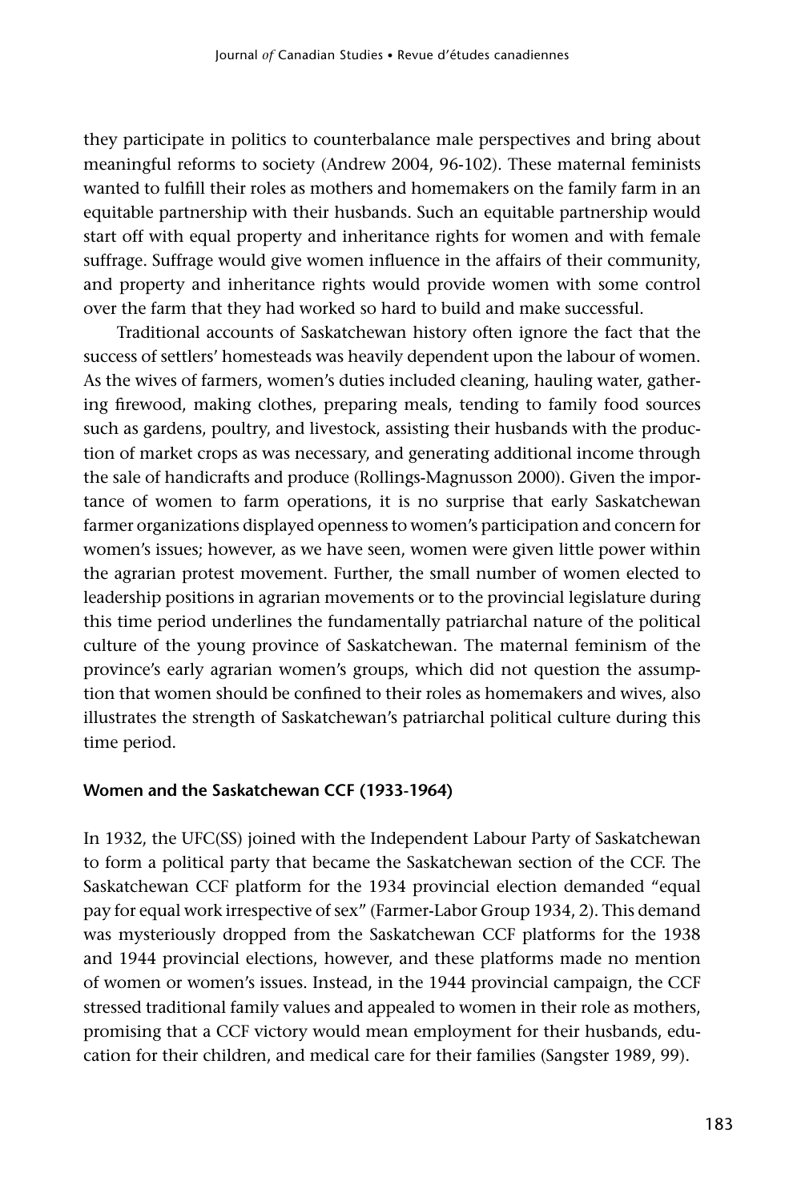they participate in politics to counterbalance male perspectives and bring about meaningful reforms to society (Andrew 2004, 96-102). These maternal feminists wanted to fulfill their roles as mothers and homemakers on the family farm in an equitable partnership with their husbands. Such an equitable partnership would start off with equal property and inheritance rights for women and with female suffrage. Suffrage would give women influence in the affairs of their community, and property and inheritance rights would provide women with some control over the farm that they had worked so hard to build and make successful.

Traditional accounts of Saskatchewan history often ignore the fact that the success of settlers' homesteads was heavily dependent upon the labour of women. As the wives of farmers, women's duties included cleaning, hauling water, gathering firewood, making clothes, preparing meals, tending to family food sources such as gardens, poultry, and livestock, assisting their husbands with the production of market crops as was necessary, and generating additional income through the sale of handicrafts and produce (Rollings-Magnusson 2000). Given the importance of women to farm operations, it is no surprise that early Saskatchewan farmer organizations displayed openness to women's participation and concern for women's issues; however, as we have seen, women were given little power within the agrarian protest movement. Further, the small number of women elected to leadership positions in agrarian movements or to the provincial legislature during this time period underlines the fundamentally patriarchal nature of the political culture of the young province of Saskatchewan. The maternal feminism of the province's early agrarian women's groups, which did not question the assumption that women should be confined to their roles as homemakers and wives, also illustrates the strength of Saskatchewan's patriarchal political culture during this time period.

### Women and the Saskatchewan CCF (1933-1964)

In 1932, the UFC(SS) joined with the Independent Labour Party of Saskatchewan to form a political party that became the Saskatchewan section of the CCF. The Saskatchewan CCF platform for the 1934 provincial election demanded "equal pay for equal work irrespective of sex" (Farmer-Labor Group 1934, 2). This demand was mysteriously dropped from the Saskatchewan CCF platforms for the 1938 and 1944 provincial elections, however, and these platforms made no mention of women or women's issues. Instead, in the 1944 provincial campaign, the CCF stressed traditional family values and appealed to women in their role as mothers, promising that a CCF victory would mean employment for their husbands, education for their children, and medical care for their families (Sangster 1989, 99).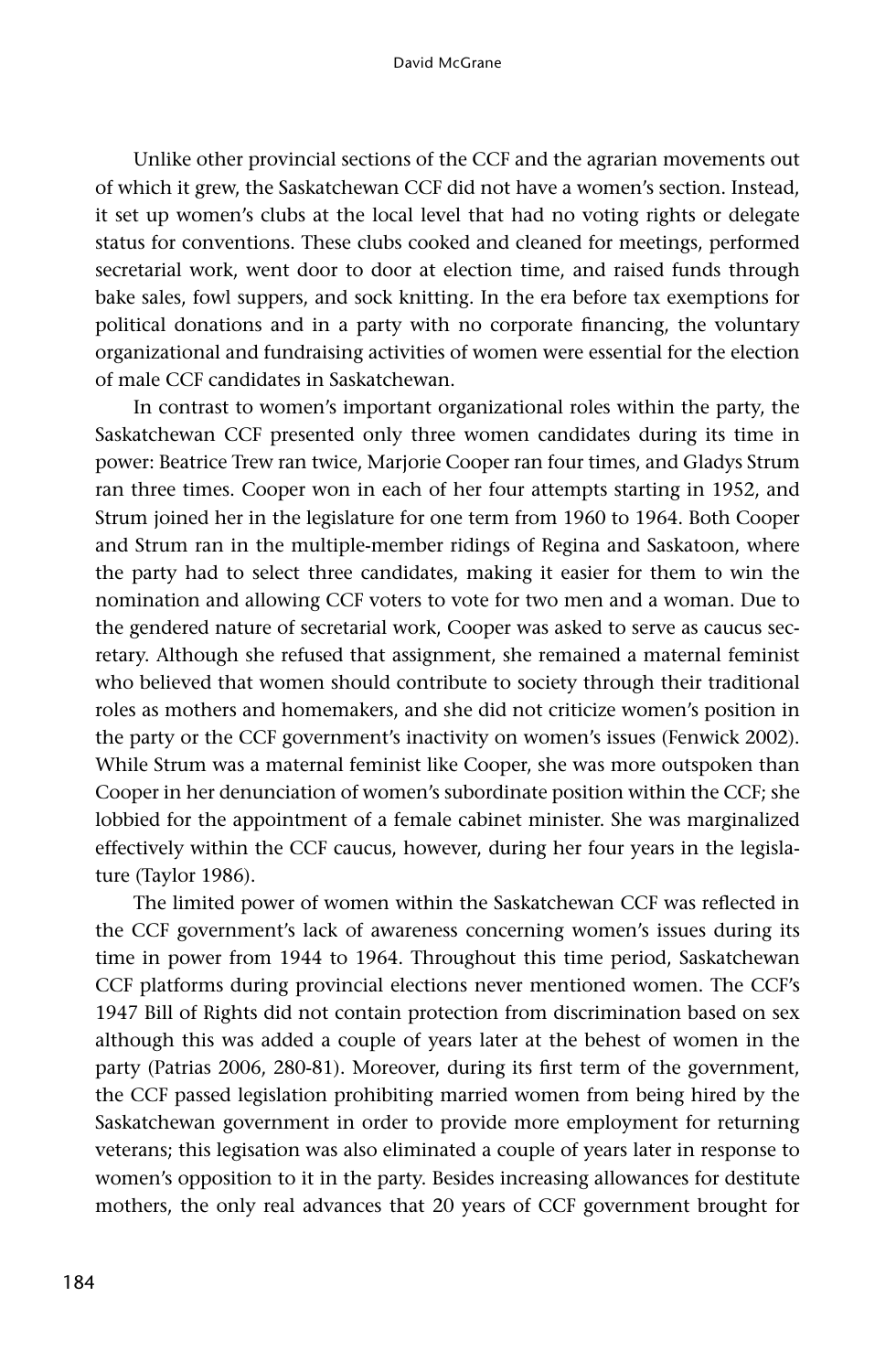Unlike other provincial sections of the CCF and the agrarian movements out of which it grew, the Saskatchewan CCF did not have a women's section. Instead, it set up women's clubs at the local level that had no voting rights or delegate status for conventions. These clubs cooked and cleaned for meetings, performed secretarial work, went door to door at election time, and raised funds through bake sales, fowl suppers, and sock knitting. In the era before tax exemptions for political donations and in a party with no corporate financing, the voluntary organizational and fundraising activities of women were essential for the election of male CCF candidates in Saskatchewan.

In contrast to women's important organizational roles within the party, the Saskatchewan CCF presented only three women candidates during its time in power: Beatrice Trew ran twice, Marjorie Cooper ran four times, and Gladys Strum ran three times. Cooper won in each of her four attempts starting in 1952, and Strum joined her in the legislature for one term from 1960 to 1964. Both Cooper and Strum ran in the multiple-member ridings of Regina and Saskatoon, where the party had to select three candidates, making it easier for them to win the nomination and allowing CCF voters to vote for two men and a woman. Due to the gendered nature of secretarial work, Cooper was asked to serve as caucus secretary. Although she refused that assignment, she remained a maternal feminist who believed that women should contribute to society through their traditional roles as mothers and homemakers, and she did not criticize women's position in the party or the CCF government's inactivity on women's issues (Fenwick 2002). While Strum was a maternal feminist like Cooper, she was more outspoken than Cooper in her denunciation of women's subordinate position within the CCF; she lobbied for the appointment of a female cabinet minister. She was marginalized effectively within the CCF caucus, however, during her four years in the legislature (Taylor 1986).

The limited power of women within the Saskatchewan CCF was reflected in the CCF government's lack of awareness concerning women's issues during its time in power from 1944 to 1964. Throughout this time period, Saskatchewan CCF platforms during provincial elections never mentioned women. The CCF's 1947 Bill of Rights did not contain protection from discrimination based on sex although this was added a couple of years later at the behest of women in the party (Patrias 2006, 280-81). Moreover, during its first term of the government, the CCF passed legislation prohibiting married women from being hired by the Saskatchewan government in order to provide more employment for returning veterans; this legisation was also eliminated a couple of years later in response to women's opposition to it in the party. Besides increasing allowances for destitute mothers, the only real advances that 20 years of CCF government brought for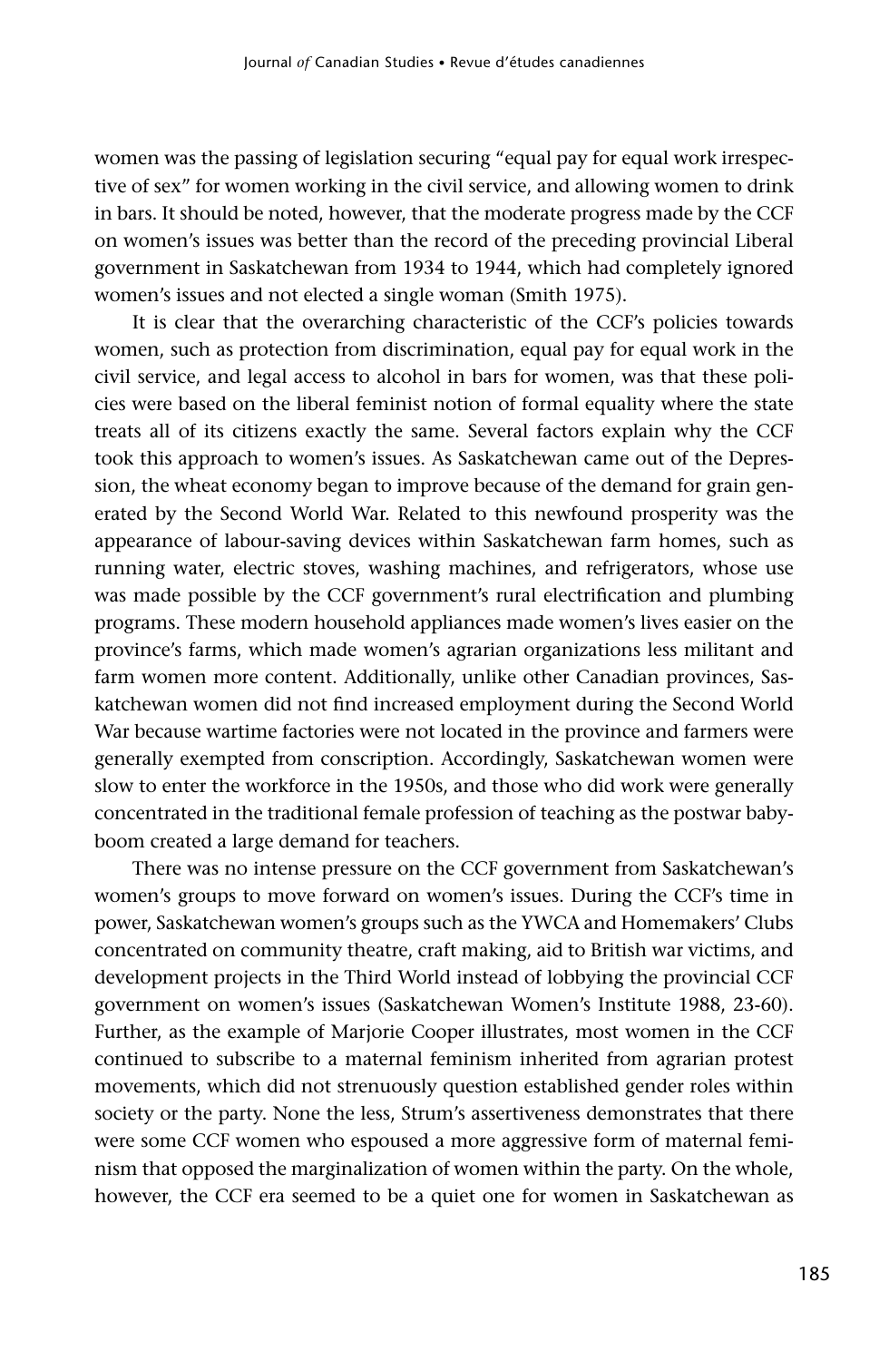women was the passing of legislation securing "equal pay for equal work irrespective of sex" for women working in the civil service, and allowing women to drink in bars. It should be noted, however, that the moderate progress made by the CCF on women's issues was better than the record of the preceding provincial Liberal government in Saskatchewan from 1934 to 1944, which had completely ignored women's issues and not elected a single woman (Smith 1975).

It is clear that the overarching characteristic of the CCF's policies towards women, such as protection from discrimination, equal pay for equal work in the civil service, and legal access to alcohol in bars for women, was that these policies were based on the liberal feminist notion of formal equality where the state treats all of its citizens exactly the same. Several factors explain why the CCF took this approach to women's issues. As Saskatchewan came out of the Depression, the wheat economy began to improve because of the demand for grain generated by the Second World War. Related to this newfound prosperity was the appearance of labour-saving devices within Saskatchewan farm homes, such as running water, electric stoves, washing machines, and refrigerators, whose use was made possible by the CCF government's rural electrification and plumbing programs. These modern household appliances made women's lives easier on the province's farms, which made women's agrarian organizations less militant and farm women more content. Additionally, unlike other Canadian provinces, Saskatchewan women did not find increased employment during the Second World War because wartime factories were not located in the province and farmers were generally exempted from conscription. Accordingly, Saskatchewan women were slow to enter the workforce in the 1950s, and those who did work were generally concentrated in the traditional female profession of teaching as the postwar babyboom created a large demand for teachers.

There was no intense pressure on the CCF government from Saskatchewan's women's groups to move forward on women's issues. During the CCF's time in power, Saskatchewan women's groups such as the YWCA and Homemakers' Clubs concentrated on community theatre, craft making, aid to British war victims, and development projects in the Third World instead of lobbying the provincial CCF government on women's issues (Saskatchewan Women's Institute 1988, 23-60). Further, as the example of Marjorie Cooper illustrates, most women in the CCF continued to subscribe to a maternal feminism inherited from agrarian protest movements, which did not strenuously question established gender roles within society or the party. None the less, Strum's assertiveness demonstrates that there were some CCF women who espoused a more aggressive form of maternal feminism that opposed the marginalization of women within the party. On the whole, however, the CCF era seemed to be a quiet one for women in Saskatchewan as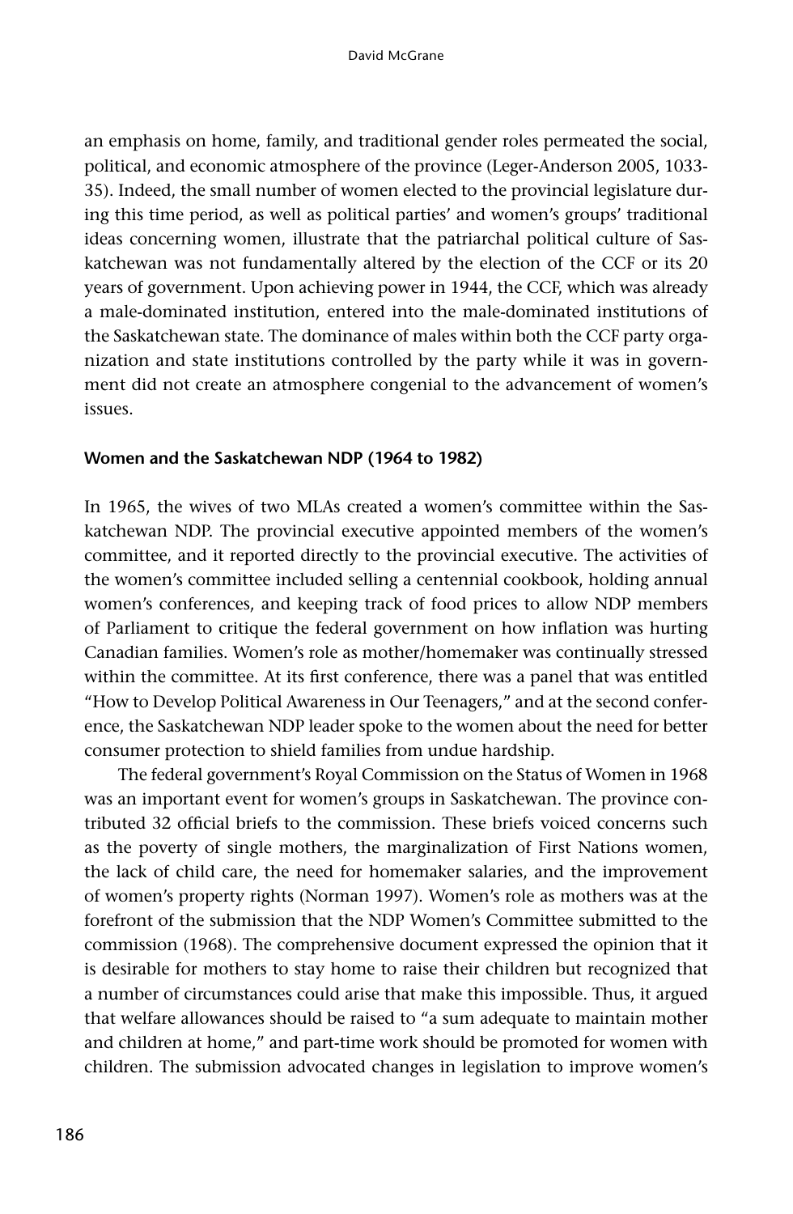an emphasis on home, family, and traditional gender roles permeated the social, political, and economic atmosphere of the province (Leger-Anderson 2005, 1033-35). Indeed, the small number of women elected to the provincial legislature during this time period, as well as political parties' and women's groups' traditional ideas concerning women, illustrate that the patriarchal political culture of Saskatchewan was not fundamentally altered by the election of the CCF or its 20 years of government. Upon achieving power in 1944, the CCF, which was already a male-dominated institution, entered into the male-dominated institutions of the Saskatchewan state. The dominance of males within both the CCF party organization and state institutions controlled by the party while it was in government did not create an atmosphere congenial to the advancement of women's issues.

### Women and the Saskatchewan NDP (1964 to 1982)

In 1965, the wives of two MLAs created a women's committee within the Saskatchewan NDP. The provincial executive appointed members of the women's committee, and it reported directly to the provincial executive. The activities of the women's committee included selling a centennial cookbook, holding annual women's conferences, and keeping track of food prices to allow NDP members of Parliament to critique the federal government on how inflation was hurting Canadian families. Women's role as mother/homemaker was continually stressed within the committee. At its first conference, there was a panel that was entitled "How to Develop Political Awareness in Our Teenagers," and at the second conference, the Saskatchewan NDP leader spoke to the women about the need for better consumer protection to shield families from undue hardship.

The federal government's Royal Commission on the Status of Women in 1968 was an important event for women's groups in Saskatchewan. The province contributed 32 official briefs to the commission. These briefs voiced concerns such as the poverty of single mothers, the marginalization of First Nations women, the lack of child care, the need for homemaker salaries, and the improvement of women's property rights (Norman 1997). Women's role as mothers was at the forefront of the submission that the NDP Women's Committee submitted to the commission (1968). The comprehensive document expressed the opinion that it is desirable for mothers to stay home to raise their children but recognized that a number of circumstances could arise that make this impossible. Thus, it argued that welfare allowances should be raised to "a sum adequate to maintain mother and children at home," and part-time work should be promoted for women with children. The submission advocated changes in legislation to improve women's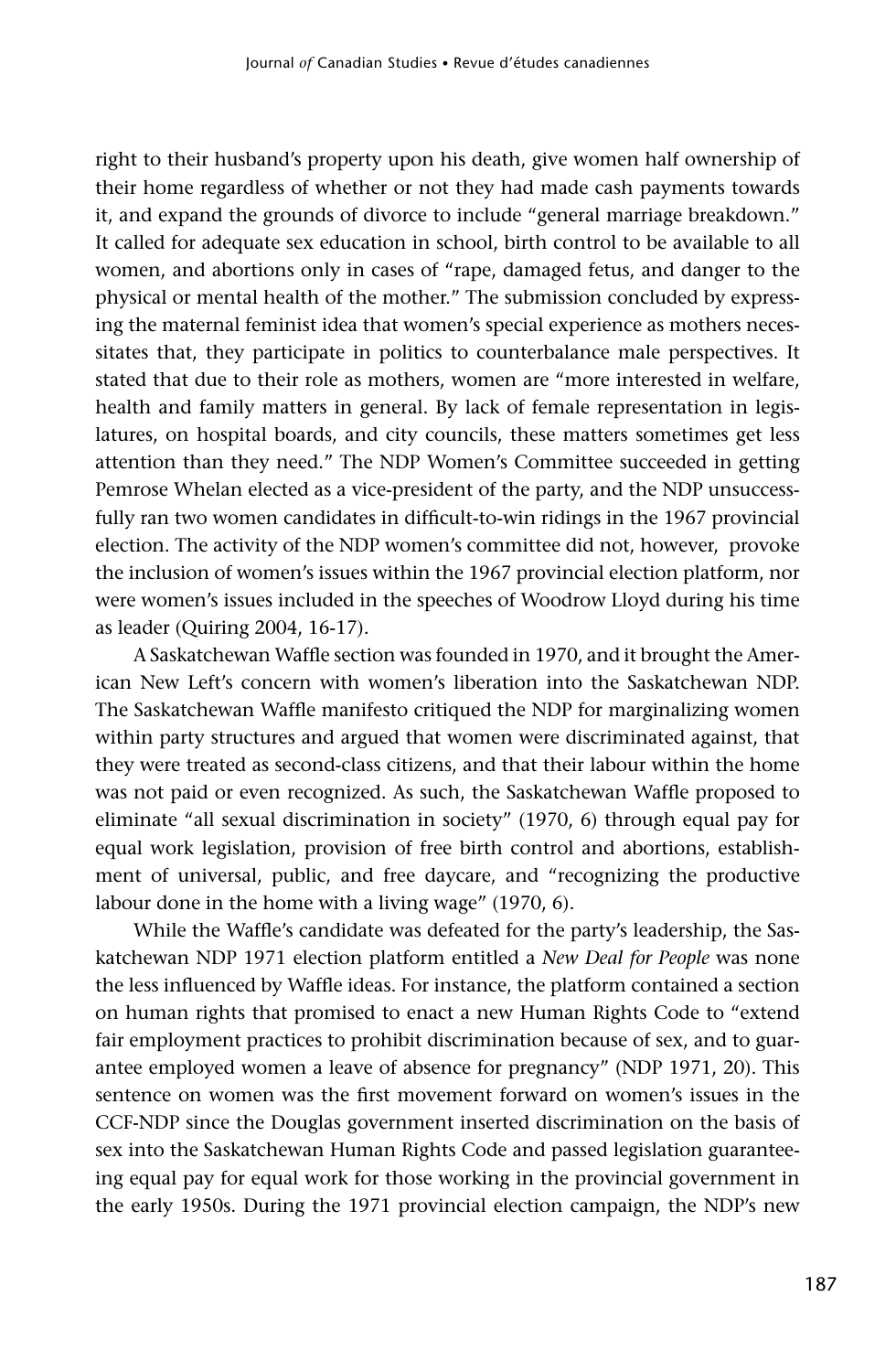right to their husband's property upon his death, give women half ownership of their home regardless of whether or not they had made cash payments towards it, and expand the grounds of divorce to include "general marriage breakdown." It called for adequate sex education in school, birth control to be available to all women, and abortions only in cases of "rape, damaged fetus, and danger to the physical or mental health of the mother." The submission concluded by expressing the maternal feminist idea that women's special experience as mothers necessitates that, they participate in politics to counterbalance male perspectives. It stated that due to their role as mothers, women are "more interested in welfare, health and family matters in general. By lack of female representation in legislatures, on hospital boards, and city councils, these matters sometimes get less attention than they need." The NDP Women's Committee succeeded in getting Pemrose Whelan elected as a vice-president of the party, and the NDP unsuccessfully ran two women candidates in difficult-to-win ridings in the 1967 provincial election. The activity of the NDP women's committee did not, however, provoke the inclusion of women's issues within the 1967 provincial election platform, nor were women's issues included in the speeches of Woodrow Lloyd during his time as leader (Quiring 2004, 16-17).

A Saskatchewan Waffle section was founded in 1970, and it brought the American New Left's concern with women's liberation into the Saskatchewan NDP. The Saskatchewan Waffle manifesto critiqued the NDP for marginalizing women within party structures and argued that women were discriminated against, that they were treated as second-class citizens, and that their labour within the home was not paid or even recognized. As such, the Saskatchewan Waffle proposed to eliminate "all sexual discrimination in society" (1970, 6) through equal pay for equal work legislation, provision of free birth control and abortions, establishment of universal, public, and free daycare, and "recognizing the productive labour done in the home with a living wage" (1970, 6).

While the Waffle's candidate was defeated for the party's leadership, the Saskatchewan NDP 1971 election platform entitled a *New Deal for People* was none the less influenced by Waffle ideas. For instance, the platform contained a section on human rights that promised to enact a new Human Rights Code to "extend fair employment practices to prohibit discrimination because of sex, and to guarantee employed women a leave of absence for pregnancy" (NDP 1971, 20). This sentence on women was the first movement forward on women's issues in the CCF-NDP since the Douglas government inserted discrimination on the basis of sex into the Saskatchewan Human Rights Code and passed legislation guaranteeing equal pay for equal work for those working in the provincial government in the early 1950s. During the 1971 provincial election campaign, the NDP's new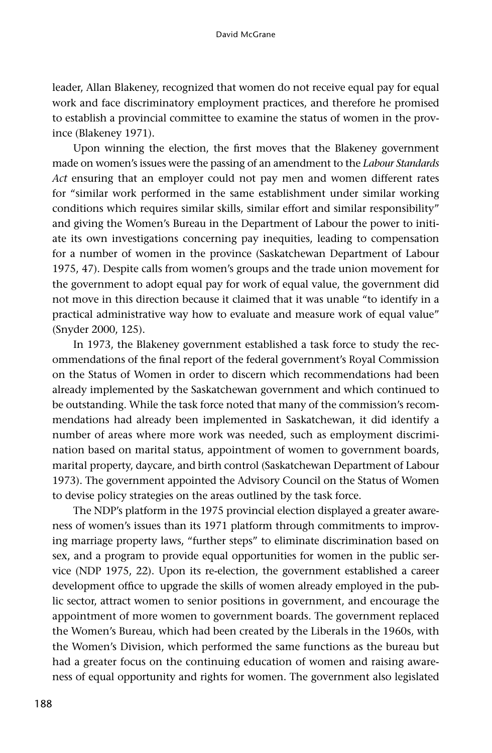leader, Allan Blakeney, recognized that women do not receive equal pay for equal work and face discriminatory employment practices, and therefore he promised to establish a provincial committee to examine the status of women in the province (Blakeney 1971).

Upon winning the election, the first moves that the Blakeney government made on women's issues were the passing of an amendment to the *Labour Standards Act* ensuring that an employer could not pay men and women different rates for "similar work performed in the same establishment under similar working conditions which requires similar skills, similar effort and similar responsibility" and giving the Women's Bureau in the Department of Labour the power to initiate its own investigations concerning pay inequities, leading to compensation for a number of women in the province (Saskatchewan Department of Labour 1975, 47). Despite calls from women's groups and the trade union movement for the government to adopt equal pay for work of equal value, the government did not move in this direction because it claimed that it was unable "to identify in a practical administrative way how to evaluate and measure work of equal value" (Snyder 2000, 125).

In 1973, the Blakeney government established a task force to study the recommendations of the final report of the federal government's Royal Commission on the Status of Women in order to discern which recommendations had been already implemented by the Saskatchewan government and which continued to be outstanding. While the task force noted that many of the commission's recommendations had already been implemented in Saskatchewan, it did identify a number of areas where more work was needed, such as employment discrimination based on marital status, appointment of women to government boards, marital property, daycare, and birth control (Saskatchewan Department of Labour 1973). The government appointed the Advisory Council on the Status of Women to devise policy strategies on the areas outlined by the task force.

The NDP's platform in the 1975 provincial election displayed a greater awareness of women's issues than its 1971 platform through commitments to improving marriage property laws, "further steps" to eliminate discrimination based on sex, and a program to provide equal opportunities for women in the public service (NDP 1975, 22). Upon its re-election, the government established a career development office to upgrade the skills of women already employed in the public sector, attract women to senior positions in government, and encourage the appointment of more women to government boards. The government replaced the Women's Bureau, which had been created by the Liberals in the 1960s, with the Women's Division, which performed the same functions as the bureau but had a greater focus on the continuing education of women and raising awareness of equal opportunity and rights for women. The government also legislated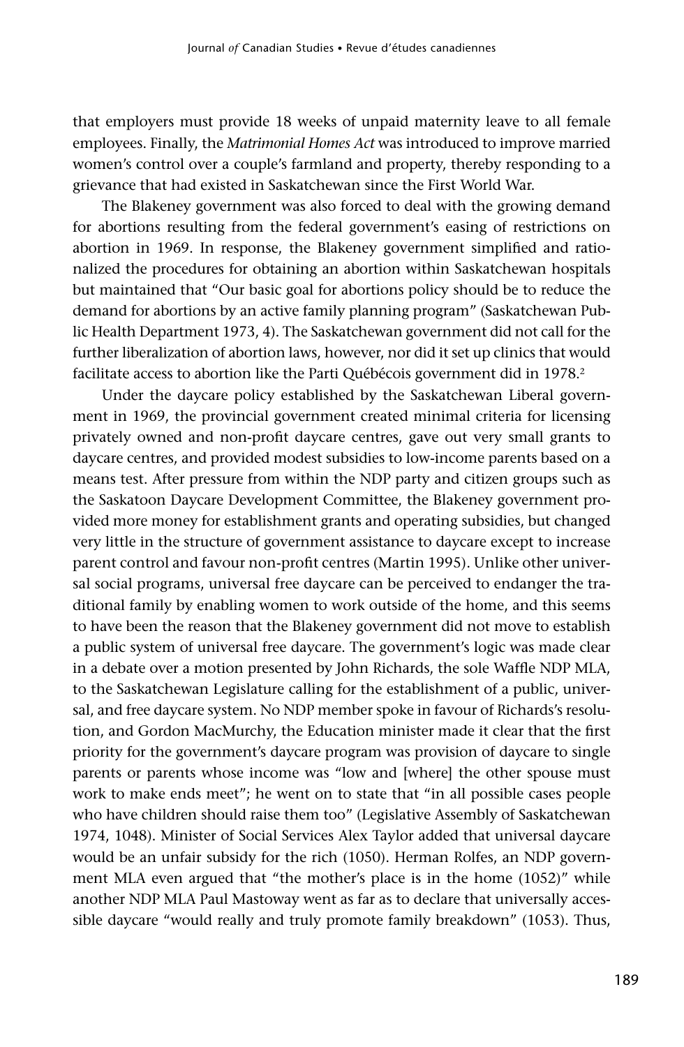that employers must provide 18 weeks of unpaid maternity leave to all female employees. Finally, the *Matrimonial Homes Act* was introduced to improve married women's control over a couple's farmland and property, thereby responding to a grievance that had existed in Saskatchewan since the First World War.

The Blakeney government was also forced to deal with the growing demand for abortions resulting from the federal government's easing of restrictions on abortion in 1969. In response, the Blakeney government simplified and rationalized the procedures for obtaining an abortion within Saskatchewan hospitals but maintained that "Our basic goal for abortions policy should be to reduce the demand for abortions by an active family planning program" (Saskatchewan Public Health Department 1973, 4). The Saskatchewan government did not call for the further liberalization of abortion laws, however, nor did it set up clinics that would facilitate access to abortion like the Parti Québécois government did in 1978.[2]

Under the daycare policy established by the Saskatchewan Liberal government in 1969, the provincial government created minimal criteria for licensing privately owned and non-profit daycare centres, gave out very small grants to daycare centres, and provided modest subsidies to low-income parents based on a means test. After pressure from within the NDP party and citizen groups such as the Saskatoon Daycare Development Committee, the Blakeney government provided more money for establishment grants and operating subsidies, but changed very little in the structure of government assistance to daycare except to increase parent control and favour non-profit centres (Martin 1995). Unlike other universal social programs, universal free daycare can be perceived to endanger the traditional family by enabling women to work outside of the home, and this seems to have been the reason that the Blakeney government did not move to establish a public system of universal free daycare. The government's logic was made clear in a debate over a motion presented by John Richards, the sole Waffle NDP MLA, to the Saskatchewan Legislature calling for the establishment of a public, universal, and free daycare system. No NDP member spoke in favour of Richards's resolution, and Gordon MacMurchy, the Education minister made it clear that the first priority for the government's daycare program was provision of daycare to single parents or parents whose income was "low and [where] the other spouse must work to make ends meet"; he went on to state that "in all possible cases people who have children should raise them too" (Legislative Assembly of Saskatchewan 1974, 1048). Minister of Social Services Alex Taylor added that universal daycare would be an unfair subsidy for the rich (1050). Herman Rolfes, an NDP government MLA even argued that "the mother's place is in the home (1052)" while another NDP MLA Paul Mastoway went as far as to declare that universally accessible daycare "would really and truly promote family breakdown" (1053). Thus,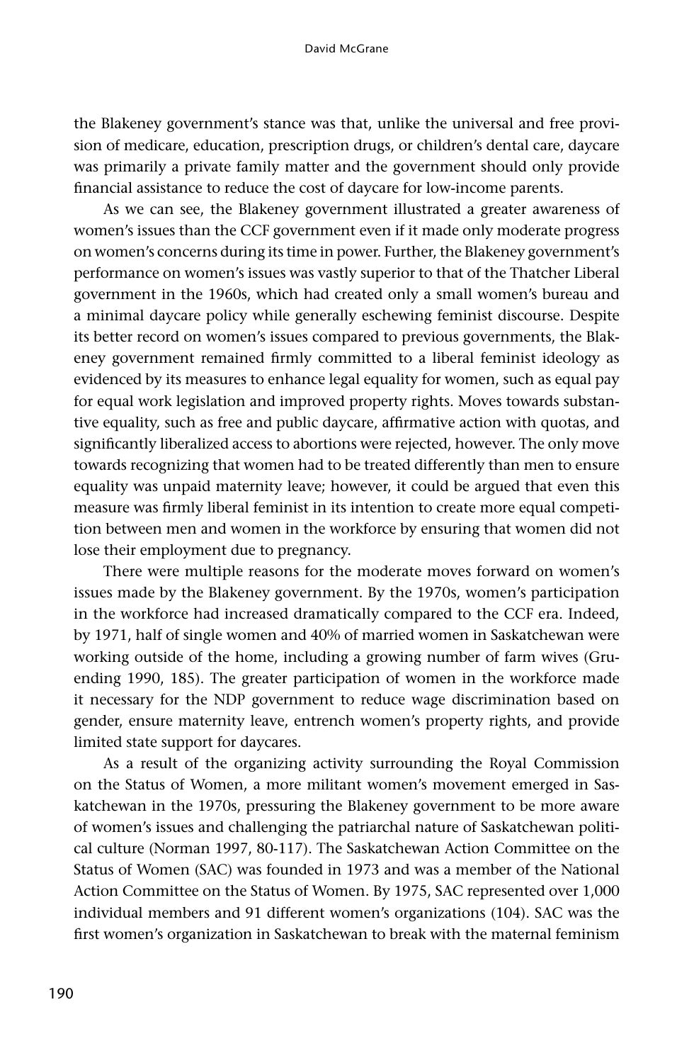the Blakeney government's stance was that, unlike the universal and free provision of medicare, education, prescription drugs, or children's dental care, daycare was primarily a private family matter and the government should only provide financial assistance to reduce the cost of daycare for low-income parents.

As we can see, the Blakeney government illustrated a greater awareness of women's issues than the CCF government even if it made only moderate progress on women's concerns during its time in power. Further, the Blakeney government's performance on women's issues was vastly superior to that of the Thatcher Liberal government in the 1960s, which had created only a small women's bureau and a minimal daycare policy while generally eschewing feminist discourse. Despite its better record on women's issues compared to previous governments, the Blakeney government remained firmly committed to a liberal feminist ideology as evidenced by its measures to enhance legal equality for women, such as equal pay for equal work legislation and improved property rights. Moves towards substantive equality, such as free and public daycare, affirmative action with quotas, and significantly liberalized access to abortions were rejected, however. The only move towards recognizing that women had to be treated differently than men to ensure equality was unpaid maternity leave; however, it could be argued that even this measure was firmly liberal feminist in its intention to create more equal competition between men and women in the workforce by ensuring that women did not lose their employment due to pregnancy.

There were multiple reasons for the moderate moves forward on women's issues made by the Blakeney government. By the 1970s, women's participation in the workforce had increased dramatically compared to the CCF era. Indeed, by 1971, half of single women and 40% of married women in Saskatchewan were working outside of the home, including a growing number of farm wives (Gruending 1990, 185). The greater participation of women in the workforce made it necessary for the NDP government to reduce wage discrimination based on gender, ensure maternity leave, entrench women's property rights, and provide limited state support for daycares.

As a result of the organizing activity surrounding the Royal Commission on the Status of Women, a more militant women's movement emerged in Saskatchewan in the 1970s, pressuring the Blakeney government to be more aware of women's issues and challenging the patriarchal nature of Saskatchewan political culture (Norman 1997, 80-117). The Saskatchewan Action Committee on the Status of Women (SAC) was founded in 1973 and was a member of the National Action Committee on the Status of Women. By 1975, SAC represented over 1,000 individual members and 91 different women's organizations (104). SAC was the first women's organization in Saskatchewan to break with the maternal feminism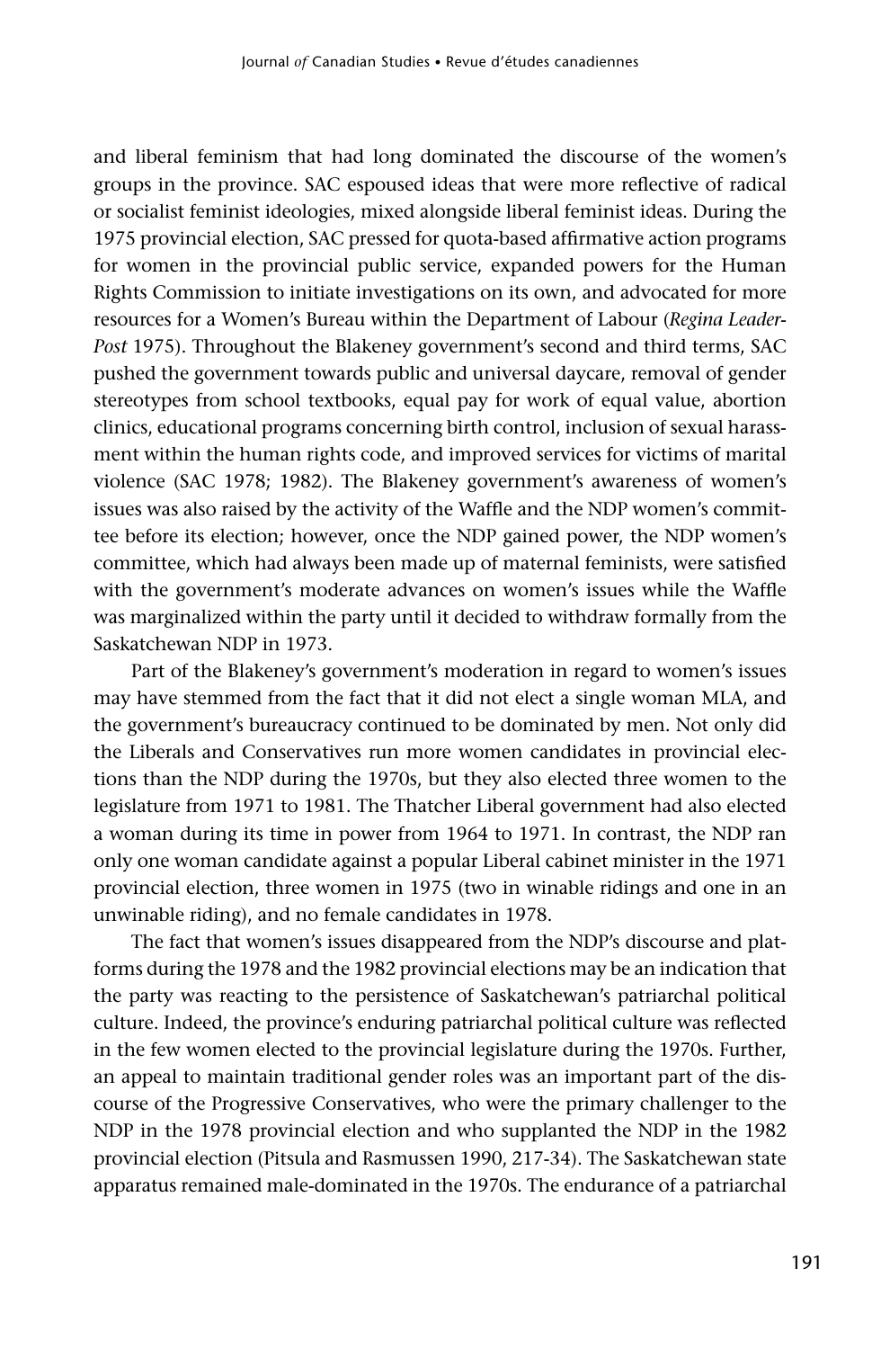and liberal feminism that had long dominated the discourse of the women's groups in the province. SAC espoused ideas that were more reflective of radical or socialist feminist ideologies, mixed alongside liberal feminist ideas. During the 1975 provincial election, SAC pressed for quota-based affirmative action programs for women in the provincial public service, expanded powers for the Human Rights Commission to initiate investigations on its own, and advocated for more resources for a Women's Bureau within the Department of Labour (*Regina Leader-Post* 1975). Throughout the Blakeney government's second and third terms, SAC pushed the government towards public and universal daycare, removal of gender stereotypes from school textbooks, equal pay for work of equal value, abortion clinics, educational programs concerning birth control, inclusion of sexual harassment within the human rights code, and improved services for victims of marital violence (SAC 1978; 1982). The Blakeney government's awareness of women's issues was also raised by the activity of the Waffle and the NDP women's committee before its election; however, once the NDP gained power, the NDP women's committee, which had always been made up of maternal feminists, were satisfied with the government's moderate advances on women's issues while the Waffle was marginalized within the party until it decided to withdraw formally from the Saskatchewan NDP in 1973.

Part of the Blakeney's government's moderation in regard to women's issues may have stemmed from the fact that it did not elect a single woman MLA, and the government's bureaucracy continued to be dominated by men. Not only did the Liberals and Conservatives run more women candidates in provincial elections than the NDP during the 1970s, but they also elected three women to the legislature from 1971 to 1981. The Thatcher Liberal government had also elected a woman during its time in power from 1964 to 1971. In contrast, the NDP ran only one woman candidate against a popular Liberal cabinet minister in the 1971 provincial election, three women in 1975 (two in winable ridings and one in an unwinable riding), and no female candidates in 1978.

The fact that women's issues disappeared from the NDP's discourse and platforms during the 1978 and the 1982 provincial elections may be an indication that the party was reacting to the persistence of Saskatchewan's patriarchal political culture. Indeed, the province's enduring patriarchal political culture was reflected in the few women elected to the provincial legislature during the 1970s. Further, an appeal to maintain traditional gender roles was an important part of the discourse of the Progressive Conservatives, who were the primary challenger to the NDP in the 1978 provincial election and who supplanted the NDP in the 1982 provincial election (Pitsula and Rasmussen 1990, 217-34). The Saskatchewan state apparatus remained male-dominated in the 1970s. The endurance of a patriarchal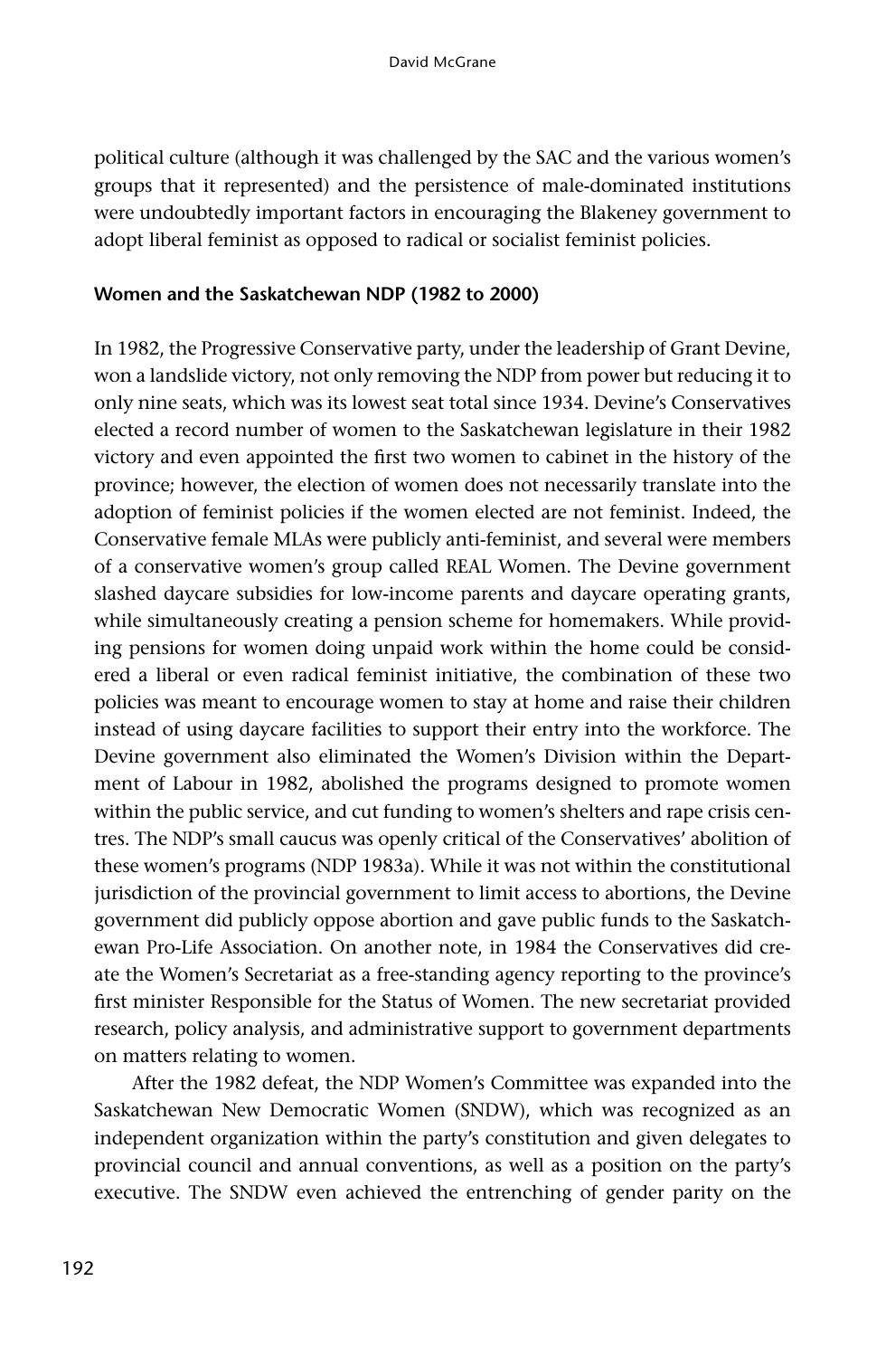political culture (although it was challenged by the SAC and the various women's groups that it represented) and the persistence of male-dominated institutions were undoubtedly important factors in encouraging the Blakeney government to adopt liberal feminist as opposed to radical or socialist feminist policies.

### Women and the Saskatchewan NDP (1982 to 2000)

In 1982, the Progressive Conservative party, under the leadership of Grant Devine, won a landslide victory, not only removing the NDP from power but reducing it to only nine seats, which was its lowest seat total since 1934. Devine's Conservatives elected a record number of women to the Saskatchewan legislature in their 1982 victory and even appointed the first two women to cabinet in the history of the province; however, the election of women does not necessarily translate into the adoption of feminist policies if the women elected are not feminist. Indeed, the Conservative female MLAs were publicly anti-feminist, and several were members of a conservative women's group called REAL Women. The Devine government slashed daycare subsidies for low-income parents and daycare operating grants, while simultaneously creating a pension scheme for homemakers. While providing pensions for women doing unpaid work within the home could be considered a liberal or even radical feminist initiative, the combination of these two policies was meant to encourage women to stay at home and raise their children instead of using daycare facilities to support their entry into the workforce. The Devine government also eliminated the Women's Division within the Department of Labour in 1982, abolished the programs designed to promote women within the public service, and cut funding to women's shelters and rape crisis centres. The NDP's small caucus was openly critical of the Conservatives' abolition of these women's programs (NDP 1983a). While it was not within the constitutional jurisdiction of the provincial government to limit access to abortions, the Devine government did publicly oppose abortion and gave public funds to the Saskatchewan Pro-Life Association. On another note, in 1984 the Conservatives did create the Women's Secretariat as a free-standing agency reporting to the province's first minister Responsible for the Status of Women. The new secretariat provided research, policy analysis, and administrative support to government departments on matters relating to women.

After the 1982 defeat, the NDP Women's Committee was expanded into the Saskatchewan New Democratic Women (SNDW), which was recognized as an independent organization within the party's constitution and given delegates to provincial council and annual conventions, as well as a position on the party's executive. The SNDW even achieved the entrenching of gender parity on the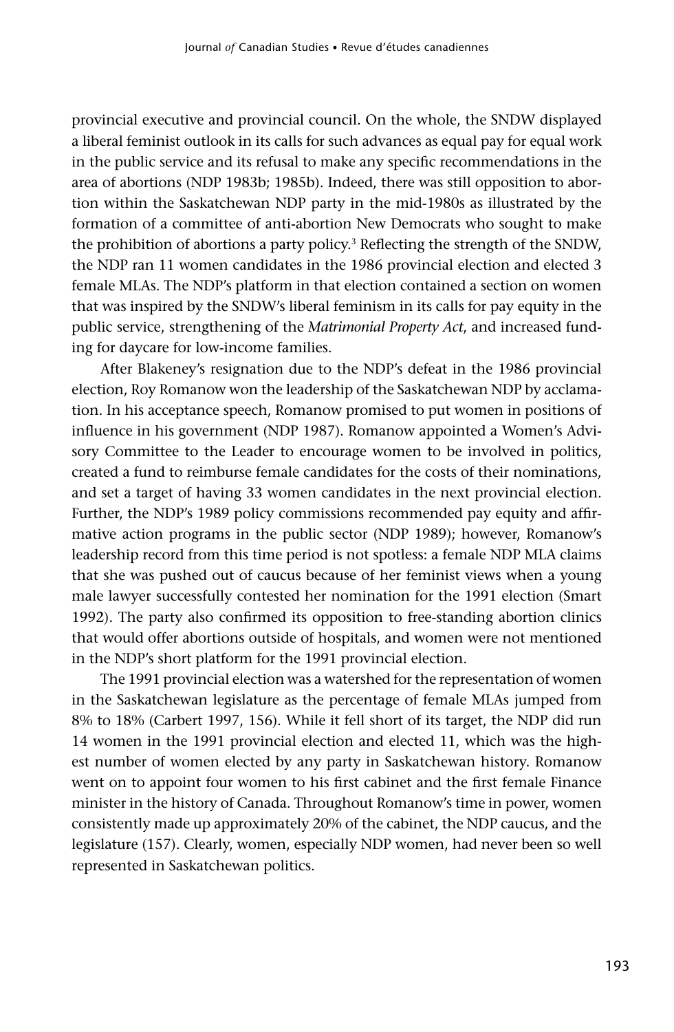provincial executive and provincial council. On the whole, the SNDW displayed a liberal feminist outlook in its calls for such advances as equal pay for equal work in the public service and its refusal to make any specific recommendations in the area of abortions (NDP 1983b; 1985b). Indeed, there was still opposition to abortion within the Saskatchewan NDP party in the mid-1980s as illustrated by the formation of a committee of anti-abortion New Democrats who sought to make the prohibition of abortions a party policy.[3] Reflecting the strength of the SNDW, the NDP ran 11 women candidates in the 1986 provincial election and elected 3 female MLAs. The NDP's platform in that election contained a section on women that was inspired by the SNDW's liberal feminism in its calls for pay equity in the public service, strengthening of the *Matrimonial Property Act*, and increased funding for daycare for low-income families.

After Blakeney's resignation due to the NDP's defeat in the 1986 provincial election, Roy Romanow won the leadership of the Saskatchewan NDP by acclamation. In his acceptance speech, Romanow promised to put women in positions of influence in his government (NDP 1987). Romanow appointed a Women's Advisory Committee to the Leader to encourage women to be involved in politics, created a fund to reimburse female candidates for the costs of their nominations, and set a target of having 33 women candidates in the next provincial election. Further, the NDP's 1989 policy commissions recommended pay equity and affirmative action programs in the public sector (NDP 1989); however, Romanow's leadership record from this time period is not spotless: a female NDP MLA claims that she was pushed out of caucus because of her feminist views when a young male lawyer successfully contested her nomination for the 1991 election (Smart 1992). The party also confirmed its opposition to free-standing abortion clinics that would offer abortions outside of hospitals, and women were not mentioned in the NDP's short platform for the 1991 provincial election.

The 1991 provincial election was a watershed for the representation of women in the Saskatchewan legislature as the percentage of female MLAs jumped from 8% to 18% (Carbert 1997, 156). While it fell short of its target, the NDP did run 14 women in the 1991 provincial election and elected 11, which was the highest number of women elected by any party in Saskatchewan history. Romanow went on to appoint four women to his first cabinet and the first female Finance minister in the history of Canada. Throughout Romanow's time in power, women consistently made up approximately 20% of the cabinet, the NDP caucus, and the legislature (157). Clearly, women, especially NDP women, had never been so well represented in Saskatchewan politics.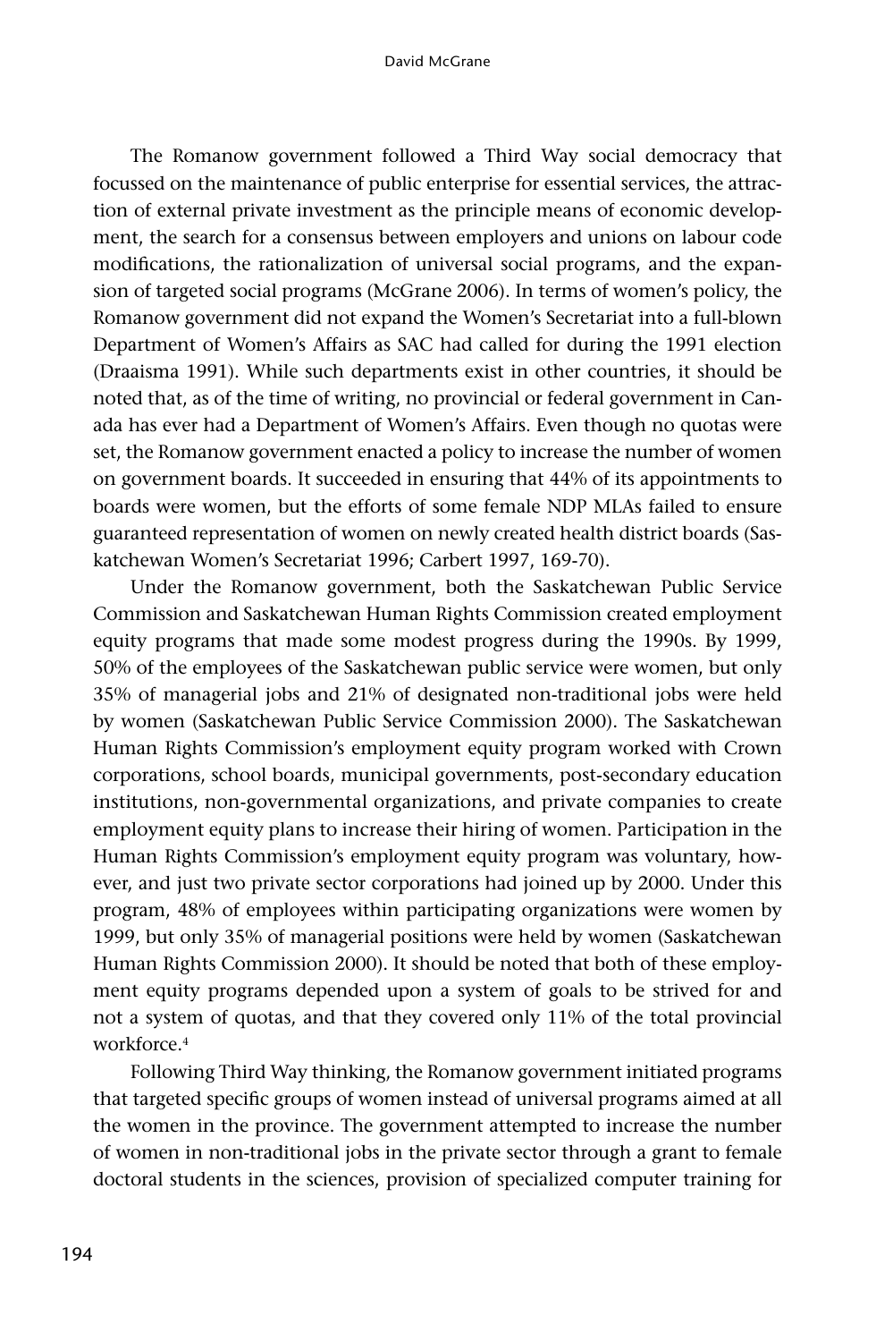The Romanow government followed a Third Way social democracy that focussed on the maintenance of public enterprise for essential services, the attraction of external private investment as the principle means of economic development, the search for a consensus between employers and unions on labour code modifications, the rationalization of universal social programs, and the expansion of targeted social programs (McGrane 2006). In terms of women's policy, the Romanow government did not expand the Women's Secretariat into a full-blown Department of Women's Affairs as SAC had called for during the 1991 election (Draaisma 1991). While such departments exist in other countries, it should be noted that, as of the time of writing, no provincial or federal government in Canada has ever had a Department of Women's Affairs. Even though no quotas were set, the Romanow government enacted a policy to increase the number of women on government boards. It succeeded in ensuring that 44% of its appointments to boards were women, but the efforts of some female NDP MLAs failed to ensure guaranteed representation of women on newly created health district boards (Saskatchewan Women's Secretariat 1996; Carbert 1997, 169-70).

Under the Romanow government, both the Saskatchewan Public Service Commission and Saskatchewan Human Rights Commission created employment equity programs that made some modest progress during the 1990s. By 1999, 50% of the employees of the Saskatchewan public service were women, but only 35% of managerial jobs and 21% of designated non-traditional jobs were held by women (Saskatchewan Public Service Commission 2000). The Saskatchewan Human Rights Commission's employment equity program worked with Crown corporations, school boards, municipal governments, post-secondary education institutions, non-governmental organizations, and private companies to create employment equity plans to increase their hiring of women. Participation in the Human Rights Commission's employment equity program was voluntary, however, and just two private sector corporations had joined up by 2000. Under this program, 48% of employees within participating organizations were women by 1999, but only 35% of managerial positions were held by women (Saskatchewan Human Rights Commission 2000). It should be noted that both of these employment equity programs depended upon a system of goals to be strived for and not a system of quotas, and that they covered only 11% of the total provincial workforce.[4]

Following Third Way thinking, the Romanow government initiated programs that targeted specific groups of women instead of universal programs aimed at all the women in the province. The government attempted to increase the number of women in non-traditional jobs in the private sector through a grant to female doctoral students in the sciences, provision of specialized computer training for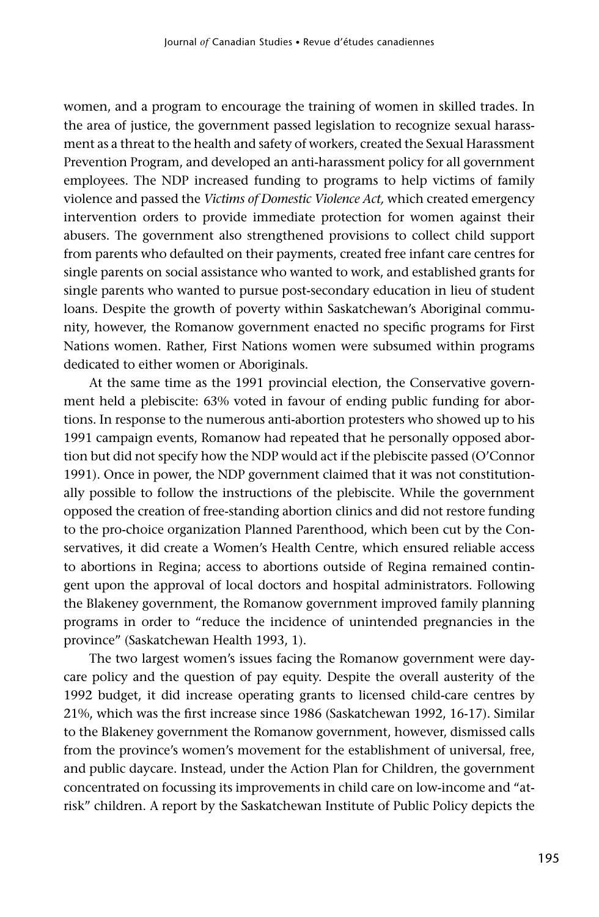women, and a program to encourage the training of women in skilled trades. In the area of justice, the government passed legislation to recognize sexual harassment as a threat to the health and safety of workers, created the Sexual Harassment Prevention Program, and developed an anti-harassment policy for all government employees. The NDP increased funding to programs to help victims of family violence and passed the *Victims of Domestic Violence Act,* which created emergency intervention orders to provide immediate protection for women against their abusers. The government also strengthened provisions to collect child support from parents who defaulted on their payments, created free infant care centres for single parents on social assistance who wanted to work, and established grants for single parents who wanted to pursue post-secondary education in lieu of student loans. Despite the growth of poverty within Saskatchewan's Aboriginal community, however, the Romanow government enacted no specific programs for First Nations women. Rather, First Nations women were subsumed within programs dedicated to either women or Aboriginals.

At the same time as the 1991 provincial election, the Conservative government held a plebiscite: 63% voted in favour of ending public funding for abortions. In response to the numerous anti-abortion protesters who showed up to his 1991 campaign events, Romanow had repeated that he personally opposed abortion but did not specify how the NDP would act if the plebiscite passed (O'Connor 1991). Once in power, the NDP government claimed that it was not constitutionally possible to follow the instructions of the plebiscite. While the government opposed the creation of free-standing abortion clinics and did not restore funding to the pro-choice organization Planned Parenthood, which been cut by the Conservatives, it did create a Women's Health Centre, which ensured reliable access to abortions in Regina; access to abortions outside of Regina remained contingent upon the approval of local doctors and hospital administrators. Following the Blakeney government, the Romanow government improved family planning programs in order to "reduce the incidence of unintended pregnancies in the province" (Saskatchewan Health 1993, 1).

The two largest women's issues facing the Romanow government were daycare policy and the question of pay equity. Despite the overall austerity of the 1992 budget, it did increase operating grants to licensed child-care centres by 21%, which was the first increase since 1986 (Saskatchewan 1992, 16-17). Similar to the Blakeney government the Romanow government, however, dismissed calls from the province's women's movement for the establishment of universal, free, and public daycare. Instead, under the Action Plan for Children, the government concentrated on focussing its improvements in child care on low-income and "at-risk" children. A report by the Saskatchewan Institute of Public Policy depicts the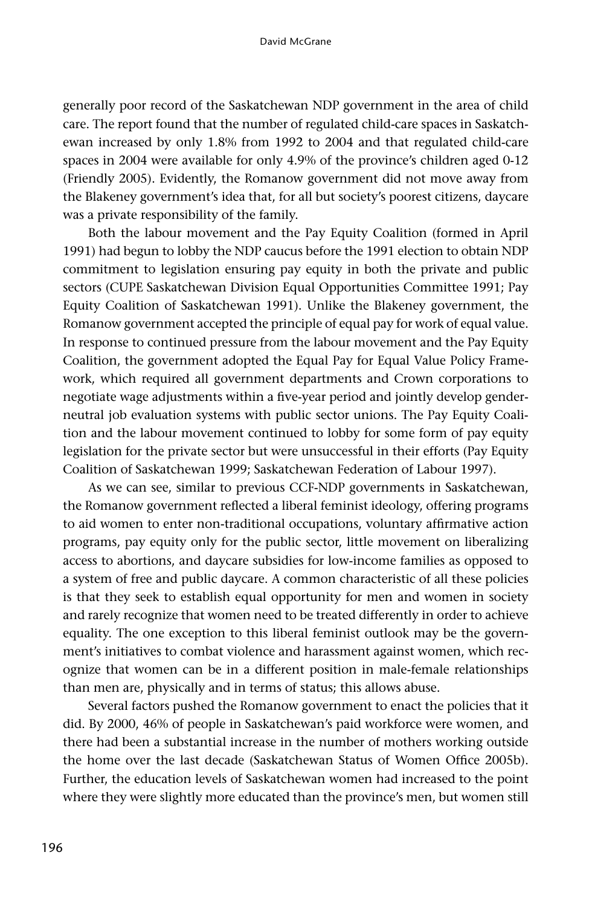generally poor record of the Saskatchewan NDP government in the area of child care. The report found that the number of regulated child-care spaces in Saskatchewan increased by only 1.8% from 1992 to 2004 and that regulated child-care spaces in 2004 were available for only 4.9% of the province's children aged 0-12 (Friendly 2005). Evidently, the Romanow government did not move away from the Blakeney government's idea that, for all but society's poorest citizens, daycare was a private responsibility of the family.

Both the labour movement and the Pay Equity Coalition (formed in April 1991) had begun to lobby the NDP caucus before the 1991 election to obtain NDP commitment to legislation ensuring pay equity in both the private and public sectors (CUPE Saskatchewan Division Equal Opportunities Committee 1991; Pay Equity Coalition of Saskatchewan 1991). Unlike the Blakeney government, the Romanow government accepted the principle of equal pay for work of equal value. In response to continued pressure from the labour movement and the Pay Equity Coalition, the government adopted the Equal Pay for Equal Value Policy Framework, which required all government departments and Crown corporations to negotiate wage adjustments within a five-year period and jointly develop gender-neutral job evaluation systems with public sector unions. The Pay Equity Coalition and the labour movement continued to lobby for some form of pay equity legislation for the private sector but were unsuccessful in their efforts (Pay Equity Coalition of Saskatchewan 1999; Saskatchewan Federation of Labour 1997).

As we can see, similar to previous CCF-NDP governments in Saskatchewan, the Romanow government reflected a liberal feminist ideology, offering programs to aid women to enter non-traditional occupations, voluntary affirmative action programs, pay equity only for the public sector, little movement on liberalizing access to abortions, and daycare subsidies for low-income families as opposed to a system of free and public daycare. A common characteristic of all these policies is that they seek to establish equal opportunity for men and women in society and rarely recognize that women need to be treated differently in order to achieve equality. The one exception to this liberal feminist outlook may be the government's initiatives to combat violence and harassment against women, which recognize that women can be in a different position in male-female relationships than men are, physically and in terms of status; this allows abuse.

Several factors pushed the Romanow government to enact the policies that it did. By 2000, 46% of people in Saskatchewan's paid workforce were women, and there had been a substantial increase in the number of mothers working outside the home over the last decade (Saskatchewan Status of Women Office 2005b). Further, the education levels of Saskatchewan women had increased to the point where they were slightly more educated than the province's men, but women still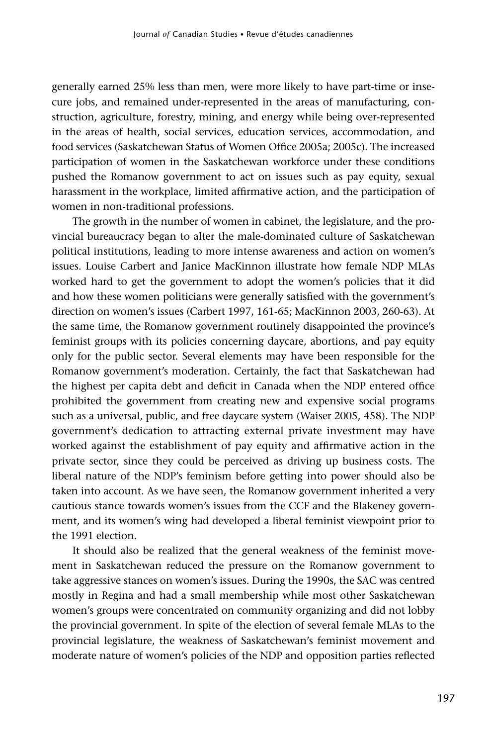generally earned 25% less than men, were more likely to have part-time or insecure jobs, and remained under-represented in the areas of manufacturing, construction, agriculture, forestry, mining, and energy while being over-represented in the areas of health, social services, education services, accommodation, and food services (Saskatchewan Status of Women Office 2005a; 2005c). The increased participation of women in the Saskatchewan workforce under these conditions pushed the Romanow government to act on issues such as pay equity, sexual harassment in the workplace, limited affirmative action, and the participation of women in non-traditional professions.

The growth in the number of women in cabinet, the legislature, and the provincial bureaucracy began to alter the male-dominated culture of Saskatchewan political institutions, leading to more intense awareness and action on women's issues. Louise Carbert and Janice MacKinnon illustrate how female NDP MLAs worked hard to get the government to adopt the women's policies that it did and how these women politicians were generally satisfied with the government's direction on women's issues (Carbert 1997, 161-65; MacKinnon 2003, 260-63). At the same time, the Romanow government routinely disappointed the province's feminist groups with its policies concerning daycare, abortions, and pay equity only for the public sector. Several elements may have been responsible for the Romanow government's moderation. Certainly, the fact that Saskatchewan had the highest per capita debt and deficit in Canada when the NDP entered office prohibited the government from creating new and expensive social programs such as a universal, public, and free daycare system (Waiser 2005, 458). The NDP government's dedication to attracting external private investment may have worked against the establishment of pay equity and affirmative action in the private sector, since they could be perceived as driving up business costs. The liberal nature of the NDP's feminism before getting into power should also be taken into account. As we have seen, the Romanow government inherited a very cautious stance towards women's issues from the CCF and the Blakeney government, and its women's wing had developed a liberal feminist viewpoint prior to the 1991 election.

It should also be realized that the general weakness of the feminist movement in Saskatchewan reduced the pressure on the Romanow government to take aggressive stances on women's issues. During the 1990s, the SAC was centred mostly in Regina and had a small membership while most other Saskatchewan women's groups were concentrated on community organizing and did not lobby the provincial government. In spite of the election of several female MLAs to the provincial legislature, the weakness of Saskatchewan's feminist movement and moderate nature of women's policies of the NDP and opposition parties reflected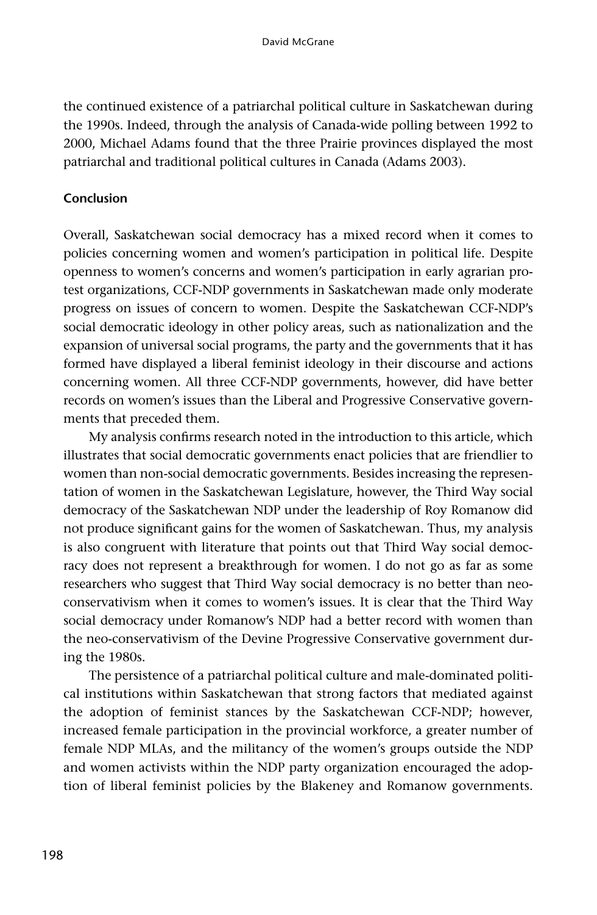the continued existence of a patriarchal political culture in Saskatchewan during the 1990s. Indeed, through the analysis of Canada-wide polling between 1992 to 2000, Michael Adams found that the three Prairie provinces displayed the most patriarchal and traditional political cultures in Canada (Adams 2003).

## Conclusion

Overall, Saskatchewan social democracy has a mixed record when it comes to policies concerning women and women's participation in political life. Despite openness to women's concerns and women's participation in early agrarian protest organizations, CCF-NDP governments in Saskatchewan made only moderate progress on issues of concern to women. Despite the Saskatchewan CCF-NDP's social democratic ideology in other policy areas, such as nationalization and the expansion of universal social programs, the party and the governments that it has formed have displayed a liberal feminist ideology in their discourse and actions concerning women. All three CCF-NDP governments, however, did have better records on women's issues than the Liberal and Progressive Conservative governments that preceded them.

My analysis confirms research noted in the introduction to this article, which illustrates that social democratic governments enact policies that are friendlier to women than non-social democratic governments. Besides increasing the representation of women in the Saskatchewan Legislature, however, the Third Way social democracy of the Saskatchewan NDP under the leadership of Roy Romanow did not produce significant gains for the women of Saskatchewan. Thus, my analysis is also congruent with literature that points out that Third Way social democracy does not represent a breakthrough for women. I do not go as far as some researchers who suggest that Third Way social democracy is no better than neo-conservativism when it comes to women's issues. It is clear that the Third Way social democracy under Romanow's NDP had a better record with women than the neo-conservativism of the Devine Progressive Conservative government during the 1980s.

The persistence of a patriarchal political culture and male-dominated political institutions within Saskatchewan that strong factors that mediated against the adoption of feminist stances by the Saskatchewan CCF-NDP; however, increased female participation in the provincial workforce, a greater number of female NDP MLAs, and the militancy of the women's groups outside the NDP and women activists within the NDP party organization encouraged the adoption of liberal feminist policies by the Blakeney and Romanow governments.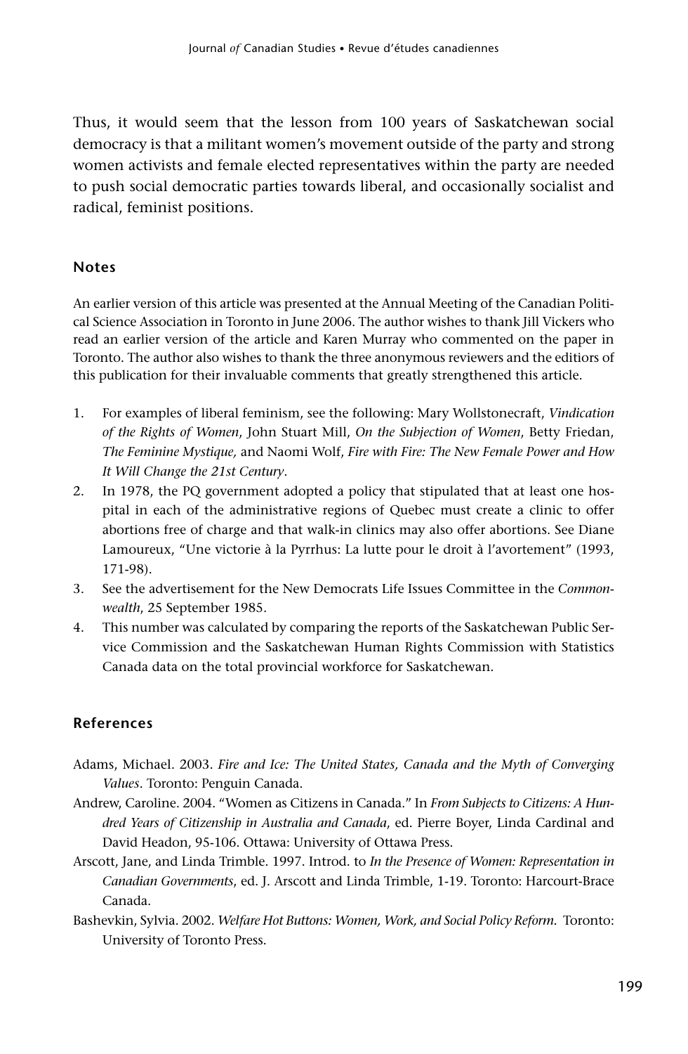Thus, it would seem that the lesson from 100 years of Saskatchewan social democracy is that a militant women's movement outside of the party and strong women activists and female elected representatives within the party are needed to push social democratic parties towards liberal, and occasionally socialist and radical, feminist positions.

### Notes

An earlier version of this article was presented at the Annual Meeting of the Canadian Political Science Association in Toronto in June 2006. The author wishes to thank Jill Vickers who read an earlier version of the article and Karen Murray who commented on the paper in Toronto. The author also wishes to thank the three anonymous reviewers and the editiors of this publication for their invaluable comments that greatly strengthened this article.

1. For examples of liberal feminism, see the following: Mary Wollstonecraft, *Vindication of the Rights of Women*, John Stuart Mill, *On the Subjection of Women*, Betty Friedan, *The Feminine Mystique,* and Naomi Wolf, *Fire with Fire: The New Female Power and How It Will Change the 21st Century*.
2. In 1978, the PQ government adopted a policy that stipulated that at least one hospital in each of the administrative regions of Quebec must create a clinic to offer abortions free of charge and that walk-in clinics may also offer abortions. See Diane Lamoureux, "Une victorie à la Pyrrhus: La lutte pour le droit à l'avortement" (1993, 171-98).
3. See the advertisement for the New Democrats Life Issues Committee in the *Commonwealth*, 25 September 1985.
4. This number was calculated by comparing the reports of the Saskatchewan Public Service Commission and the Saskatchewan Human Rights Commission with Statistics Canada data on the total provincial workforce for Saskatchewan.

### References

Adams, Michael. 2003. *Fire and Ice: The United States, Canada and the Myth of Converging Values*. Toronto: Penguin Canada.

Andrew, Caroline. 2004. "Women as Citizens in Canada." In *From Subjects to Citizens: A Hundred Years of Citizenship in Australia and Canada*, ed. Pierre Boyer, Linda Cardinal and David Headon, 95-106. Ottawa: University of Ottawa Press.

Arscott, Jane, and Linda Trimble. 1997. Introd. to *In the Presence of Women: Representation in Canadian Governments*, ed. J. Arscott and Linda Trimble, 1-19. Toronto: Harcourt-Brace Canada.

Bashevkin, Sylvia. 2002. *Welfare Hot Buttons: Women, Work, and Social Policy Reform.* Toronto: University of Toronto Press.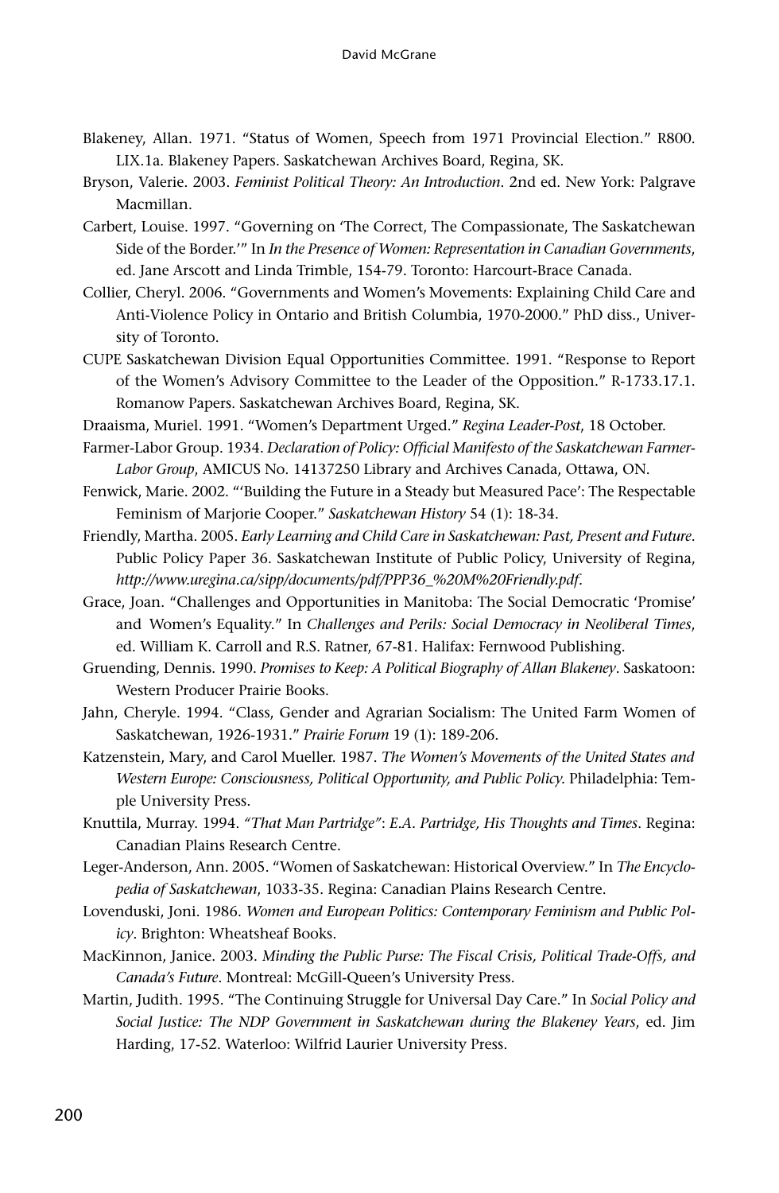Blakeney, Allan. 1971. "Status of Women, Speech from 1971 Provincial Election." R800. LIX.1a. Blakeney Papers. Saskatchewan Archives Board, Regina, SK.

Bryson, Valerie. 2003. *Feminist Political Theory: An Introduction*. 2nd ed. New York: Palgrave Macmillan.

Carbert, Louise. 1997. "Governing on 'The Correct, The Compassionate, The Saskatchewan Side of the Border.'" In *In the Presence of Women: Representation in Canadian Governments*, ed. Jane Arscott and Linda Trimble, 154-79. Toronto: Harcourt-Brace Canada.

Collier, Cheryl. 2006. "Governments and Women's Movements: Explaining Child Care and Anti-Violence Policy in Ontario and British Columbia, 1970-2000." PhD diss., University of Toronto.

CUPE Saskatchewan Division Equal Opportunities Committee. 1991. "Response to Report of the Women's Advisory Committee to the Leader of the Opposition." R-1733.17.1. Romanow Papers. Saskatchewan Archives Board, Regina, SK.

Draaisma, Muriel. 1991. "Women's Department Urged." *Regina Leader-Post*, 18 October.

Farmer-Labor Group. 1934. *Declaration of Policy: Official Manifesto of the Saskatchewan Farmer-Labor Group*, AMICUS No. 14137250 Library and Archives Canada, Ottawa, ON.

Fenwick, Marie. 2002. "'Building the Future in a Steady but Measured Pace': The Respectable Feminism of Marjorie Cooper." *Saskatchewan History* 54 (1): 18-34.

Friendly, Martha. 2005. *Early Learning and Child Care in Saskatchewan: Past, Present and Future*. Public Policy Paper 36. Saskatchewan Institute of Public Policy, University of Regina, *http://www.uregina.ca/sipp/documents/pdf/PPP36_%20M%20Friendly.pdf*.

Grace, Joan. "Challenges and Opportunities in Manitoba: The Social Democratic 'Promise' and Women's Equality." In *Challenges and Perils: Social Democracy in Neoliberal Times*, ed. William K. Carroll and R.S. Ratner, 67-81. Halifax: Fernwood Publishing.

Gruending, Dennis. 1990. *Promises to Keep: A Political Biography of Allan Blakeney*. Saskatoon: Western Producer Prairie Books.

Jahn, Cheryle. 1994. "Class, Gender and Agrarian Socialism: The United Farm Women of Saskatchewan, 1926-1931." *Prairie Forum* 19 (1): 189-206.

Katzenstein, Mary, and Carol Mueller. 1987. *The Women's Movements of the United States and Western Europe: Consciousness, Political Opportunity, and Public Policy.* Philadelphia: Temple University Press.

Knuttila, Murray. 1994. *"That Man Partridge": E.A. Partridge, His Thoughts and Times*. Regina: Canadian Plains Research Centre.

Leger-Anderson, Ann. 2005. "Women of Saskatchewan: Historical Overview." In *The Encyclopedia of Saskatchewan*, 1033-35. Regina: Canadian Plains Research Centre.

Lovenduski, Joni. 1986. *Women and European Politics: Contemporary Feminism and Public Policy*. Brighton: Wheatsheaf Books.

MacKinnon, Janice. 2003. *Minding the Public Purse: The Fiscal Crisis, Political Trade-Offs, and Canada's Future*. Montreal: McGill-Queen's University Press.

Martin, Judith. 1995. "The Continuing Struggle for Universal Day Care." In *Social Policy and Social Justice: The NDP Government in Saskatchewan during the Blakeney Years*, ed. Jim Harding, 17-52. Waterloo: Wilfrid Laurier University Press.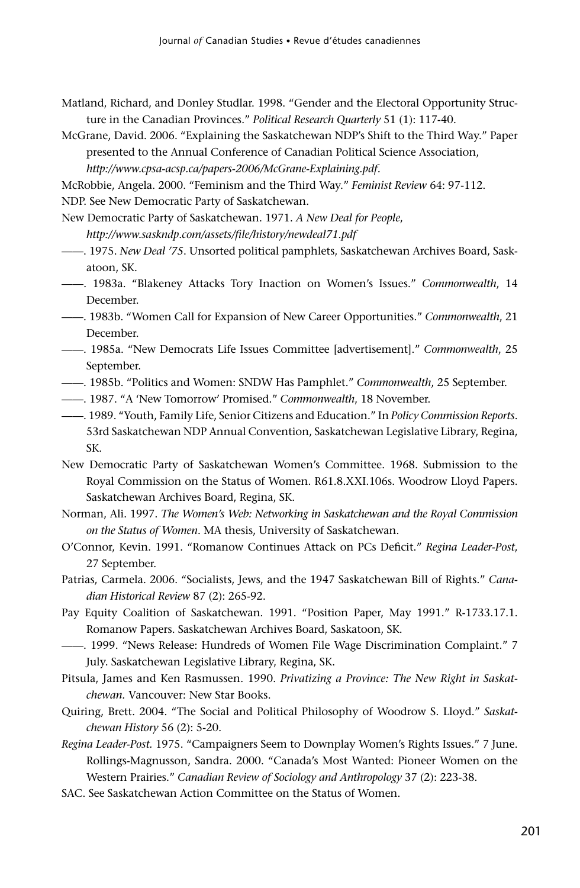Matland, Richard, and Donley Studlar. 1998. "Gender and the Electoral Opportunity Structure in the Canadian Provinces." *Political Research Quarterly* 51 (1): 117-40.

McGrane, David. 2006. "Explaining the Saskatchewan NDP's Shift to the Third Way." Paper presented to the Annual Conference of Canadian Political Science Association, *http://www.cpsa-acsp.ca/papers-2006/McGrane-Explaining.pdf*.

McRobbie, Angela. 2000. "Feminism and the Third Way." *Feminist Review* 64: 97-112.

NDP. See New Democratic Party of Saskatchewan.

New Democratic Party of Saskatchewan. 1971. *A New Deal for People*, *http://www.saskndp.com/assets/file/history/newdeal71.pdf*

——. 1975. *New Deal '75*. Unsorted political pamphlets, Saskatchewan Archives Board, Saskatoon, SK.

——. 1983a. "Blakeney Attacks Tory Inaction on Women's Issues." *Commonwealth*, 14 December.

——. 1983b. "Women Call for Expansion of New Career Opportunities." *Commonwealth*, 21 December.

——. 1985a. "New Democrats Life Issues Committee [advertisement]." *Commonwealth*, 25 September.

——. 1985b. "Politics and Women: SNDW Has Pamphlet." *Commonwealth*, 25 September.

——. 1987. "A 'New Tomorrow' Promised." *Commonwealth*, 18 November.

——. 1989. "Youth, Family Life, Senior Citizens and Education." In *Policy Commission Reports*. 53rd Saskatchewan NDP Annual Convention, Saskatchewan Legislative Library, Regina, SK.

New Democratic Party of Saskatchewan Women's Committee. 1968. Submission to the Royal Commission on the Status of Women. R61.8.XXI.106s. Woodrow Lloyd Papers. Saskatchewan Archives Board, Regina, SK.

Norman, Ali. 1997. *The Women's Web: Networking in Saskatchewan and the Royal Commission on the Status of Women*. MA thesis, University of Saskatchewan.

O'Connor, Kevin. 1991. "Romanow Continues Attack on PCs Deficit." *Regina Leader-Post*, 27 September.

Patrias, Carmela. 2006. "Socialists, Jews, and the 1947 Saskatchewan Bill of Rights." *Canadian Historical Review* 87 (2): 265-92.

Pay Equity Coalition of Saskatchewan. 1991. "Position Paper, May 1991." R-1733.17.1. Romanow Papers. Saskatchewan Archives Board, Saskatoon, SK.

——. 1999. "News Release: Hundreds of Women File Wage Discrimination Complaint." 7 July. Saskatchewan Legislative Library, Regina, SK.

Pitsula, James and Ken Rasmussen. 1990. *Privatizing a Province: The New Right in Saskatchewan*. Vancouver: New Star Books.

Quiring, Brett. 2004. "The Social and Political Philosophy of Woodrow S. Lloyd." *Saskatchewan History* 56 (2): 5-20.

*Regina Leader-Post*. 1975. "Campaigners Seem to Downplay Women's Rights Issues." 7 June.

Rollings-Magnusson, Sandra. 2000. "Canada's Most Wanted: Pioneer Women on the Western Prairies." *Canadian Review of Sociology and Anthropology* 37 (2): 223-38.

SAC. See Saskatchewan Action Committee on the Status of Women.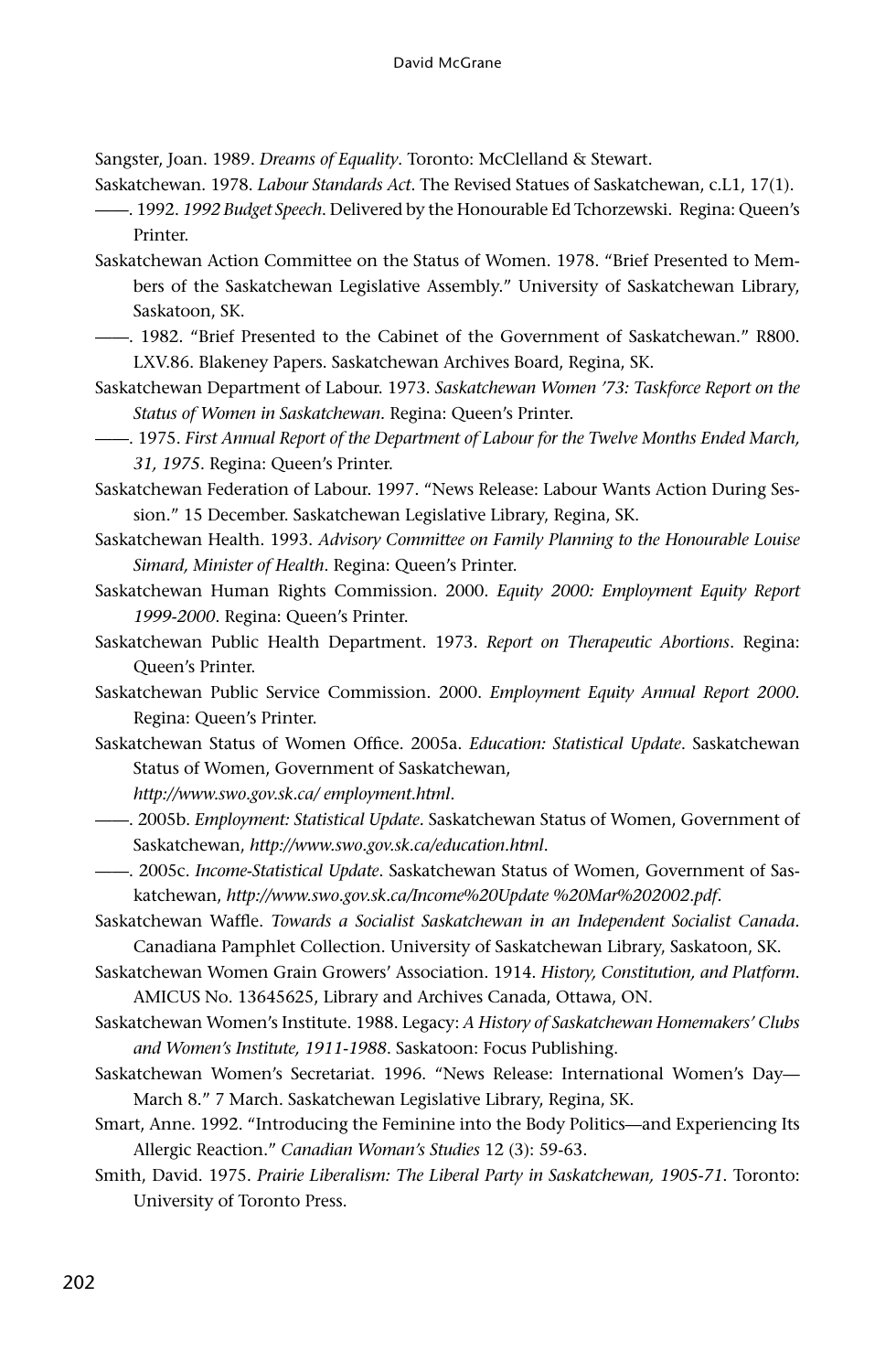Sangster, Joan. 1989. *Dreams of Equality*. Toronto: McClelland & Stewart.

Saskatchewan. 1978. *Labour Standards Act*. The Revised Statues of Saskatchewan, c.L1, 17(1).

——. 1992. *1992 Budget Speech*. Delivered by the Honourable Ed Tchorzewski. Regina: Queen's Printer.

Saskatchewan Action Committee on the Status of Women. 1978. "Brief Presented to Members of the Saskatchewan Legislative Assembly." University of Saskatchewan Library, Saskatoon, SK.

——. 1982. "Brief Presented to the Cabinet of the Government of Saskatchewan." R800. LXV.86. Blakeney Papers. Saskatchewan Archives Board, Regina, SK.

Saskatchewan Department of Labour. 1973. *Saskatchewan Women '73: Taskforce Report on the Status of Women in Saskatchewan*. Regina: Queen's Printer.

——. 1975. *First Annual Report of the Department of Labour for the Twelve Months Ended March, 31, 1975*. Regina: Queen's Printer.

Saskatchewan Federation of Labour. 1997. "News Release: Labour Wants Action During Session." 15 December. Saskatchewan Legislative Library, Regina, SK.

Saskatchewan Health. 1993. *Advisory Committee on Family Planning to the Honourable Louise Simard, Minister of Health*. Regina: Queen's Printer.

Saskatchewan Human Rights Commission. 2000. *Equity 2000: Employment Equity Report 1999-2000*. Regina: Queen's Printer.

Saskatchewan Public Health Department. 1973. *Report on Therapeutic Abortions*. Regina: Queen's Printer.

Saskatchewan Public Service Commission. 2000. *Employment Equity Annual Report 2000.* Regina: Queen's Printer.

Saskatchewan Status of Women Office. 2005a. *Education: Statistical Update*. Saskatchewan Status of Women, Government of Saskatchewan, *http://www.swo.gov.sk.ca/ employment.html*.

——. 2005b. *Employment: Statistical Update*. Saskatchewan Status of Women, Government of Saskatchewan, *http://www.swo.gov.sk.ca/education.html*.

——. 2005c. *Income-Statistical Update*. Saskatchewan Status of Women, Government of Saskatchewan, *http://www.swo.gov.sk.ca/Income%20Update %20Mar%202002.pdf*.

Saskatchewan Waffle. *Towards a Socialist Saskatchewan in an Independent Socialist Canada*. Canadiana Pamphlet Collection. University of Saskatchewan Library, Saskatoon, SK.

Saskatchewan Women Grain Growers' Association. 1914. *History, Constitution, and Platform*. AMICUS No. 13645625, Library and Archives Canada, Ottawa, ON.

Saskatchewan Women's Institute. 1988. Legacy: *A History of Saskatchewan Homemakers' Clubs and Women's Institute, 1911-1988*. Saskatoon: Focus Publishing.

Saskatchewan Women's Secretariat. 1996. "News Release: International Women's Day—March 8." 7 March. Saskatchewan Legislative Library, Regina, SK.

Smart, Anne. 1992. "Introducing the Feminine into the Body Politics—and Experiencing Its Allergic Reaction." *Canadian Woman's Studies* 12 (3): 59-63.

Smith, David. 1975. *Prairie Liberalism: The Liberal Party in Saskatchewan, 1905-71*. Toronto: University of Toronto Press.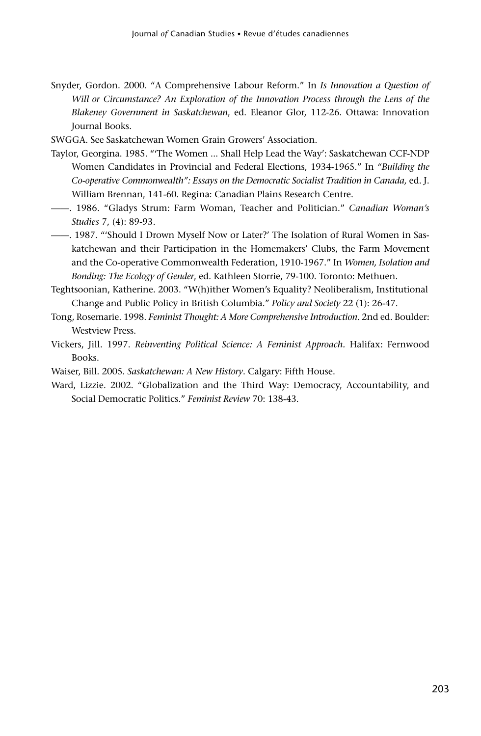Snyder, Gordon. 2000. "A Comprehensive Labour Reform." In *Is Innovation a Question of Will or Circumstance? An Exploration of the Innovation Process through the Lens of the Blakeney Government in Saskatchewan*, ed. Eleanor Glor, 112-26. Ottawa: Innovation Journal Books.

SWGGA. See Saskatchewan Women Grain Growers' Association.

Taylor, Georgina. 1985. "'The Women ... Shall Help Lead the Way': Saskatchewan CCF-NDP Women Candidates in Provincial and Federal Elections, 1934-1965." In *"Building the Co-operative Commonwealth": Essays on the Democratic Socialist Tradition in Canada,* ed. J. William Brennan, 141-60. Regina: Canadian Plains Research Centre.

——. 1986. "Gladys Strum: Farm Woman, Teacher and Politician." *Canadian Woman's Studies* 7, (4): 89-93.

——. 1987. "'Should I Drown Myself Now or Later?' The Isolation of Rural Women in Saskatchewan and their Participation in the Homemakers' Clubs, the Farm Movement and the Co-operative Commonwealth Federation, 1910-1967." In *Women, Isolation and Bonding: The Ecology of Gender*, ed. Kathleen Storrie, 79-100. Toronto: Methuen.

Teghtsoonian, Katherine. 2003. "W(h)ither Women's Equality? Neoliberalism, Institutional Change and Public Policy in British Columbia." *Policy and Society* 22 (1): 26-47.

Tong, Rosemarie. 1998. *Feminist Thought: A More Comprehensive Introduction*. 2nd ed. Boulder: Westview Press.

Vickers, Jill. 1997. *Reinventing Political Science: A Feminist Approach*. Halifax: Fernwood Books.

Waiser, Bill. 2005. *Saskatchewan: A New History*. Calgary: Fifth House.

Ward, Lizzie. 2002. "Globalization and the Third Way: Democracy, Accountability, and Social Democratic Politics." *Feminist Review* 70: 138-43.